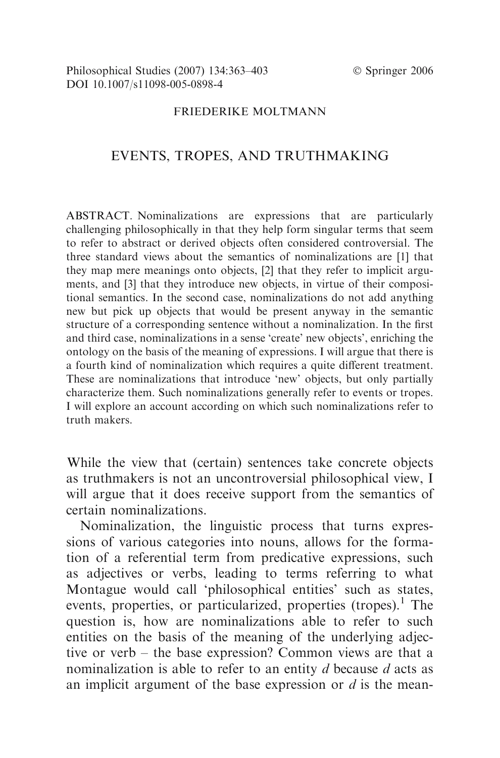Philosophical Studies (2007) 134:363–403 © Springer 2006
DOI 10.1007/s11098-005-0898-4

FRIEDERIKE MOLTMANN

# EVENTS, TROPES, AND TRUTHMAKING

ABSTRACT. Nominalizations are expressions that are particularly challenging philosophically in that they help form singular terms that seem to refer to abstract or derived objects often considered controversial. The three standard views about the semantics of nominalizations are [1] that they map mere meanings onto objects, [2] that they refer to implicit arguments, and [3] that they introduce new objects, in virtue of their compositional semantics. In the second case, nominalizations do not add anything new but pick up objects that would be present anyway in the semantic structure of a corresponding sentence without a nominalization. In the first and third case, nominalizations in a sense 'create' new objects', enriching the ontology on the basis of the meaning of expressions. I will argue that there is a fourth kind of nominalization which requires a quite different treatment. These are nominalizations that introduce 'new' objects, but only partially characterize them. Such nominalizations generally refer to events or tropes. I will explore an account according on which such nominalizations refer to truth makers.

While the view that (certain) sentences take concrete objects as truthmakers is not an uncontroversial philosophical view, I will argue that it does receive support from the semantics of certain nominalizations.

Nominalization, the linguistic process that turns expressions of various categories into nouns, allows for the formation of a referential term from predicative expressions, such as adjectives or verbs, leading to terms referring to what Montague would call 'philosophical entities' such as states, events, properties, or particularized, properties (tropes).[1] The question is, how are nominalizations able to refer to such entities on the basis of the meaning of the underlying adjective or verb – the base expression? Common views are that a nominalization is able to refer to an entity *d* because *d* acts as an implicit argument of the base expression or *d* is the mean-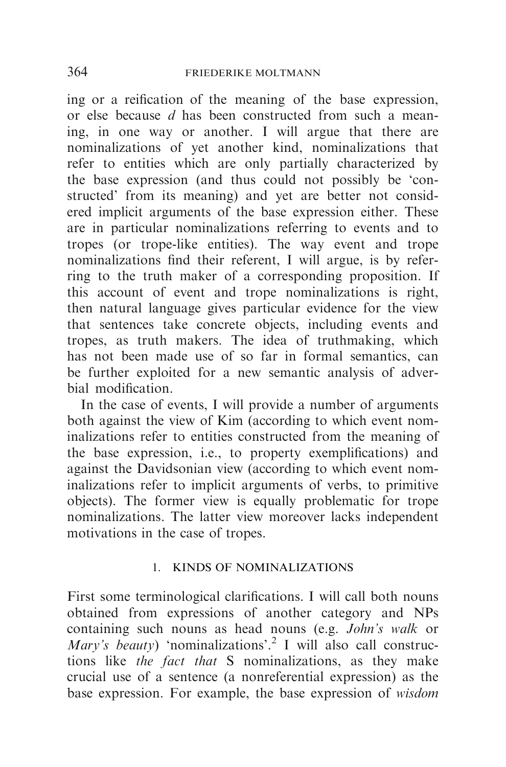ing or a reification of the meaning of the base expression, or else because *d* has been constructed from such a meaning, in one way or another. I will argue that there are nominalizations of yet another kind, nominalizations that refer to entities which are only partially characterized by the base expression (and thus could not possibly be 'constructed' from its meaning) and yet are better not considered implicit arguments of the base expression either. These are in particular nominalizations referring to events and to tropes (or trope-like entities). The way event and trope nominalizations find their referent, I will argue, is by referring to the truth maker of a corresponding proposition. If this account of event and trope nominalizations is right, then natural language gives particular evidence for the view that sentences take concrete objects, including events and tropes, as truth makers. The idea of truthmaking, which has not been made use of so far in formal semantics, can be further exploited for a new semantic analysis of adverbial modification.

In the case of events, I will provide a number of arguments both against the view of Kim (according to which event nominalizations refer to entities constructed from the meaning of the base expression, i.e., to property exemplifications) and against the Davidsonian view (according to which event nominalizations refer to implicit arguments of verbs, to primitive objects). The former view is equally problematic for trope nominalizations. The latter view moreover lacks independent motivations in the case of tropes.

## 1. KINDS OF NOMINALIZATIONS

First some terminological clarifications. I will call both nouns obtained from expressions of another category and NPs containing such nouns as head nouns (e.g. *John's walk* or *Mary's beauty*) 'nominalizations'.[2] I will also call constructions like *the fact that* S nominalizations, as they make crucial use of a sentence (a nonreferential expression) as the base expression. For example, the base expression of *wisdom*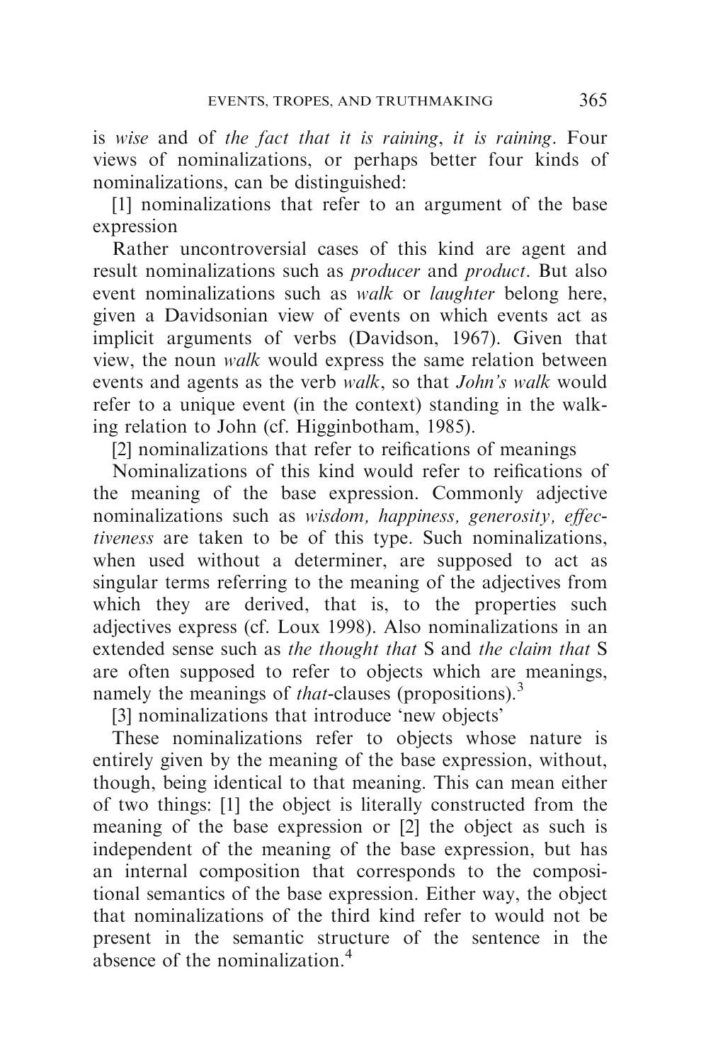is *wise* and of *the fact that it is raining*, *it is raining*. Four views of nominalizations, or perhaps better four kinds of nominalizations, can be distinguished:

[1] nominalizations that refer to an argument of the base expression

Rather uncontroversial cases of this kind are agent and result nominalizations such as *producer* and *product*. But also event nominalizations such as *walk* or *laughter* belong here, given a Davidsonian view of events on which events act as implicit arguments of verbs (Davidson, 1967). Given that view, the noun *walk* would express the same relation between events and agents as the verb *walk*, so that *John's walk* would refer to a unique event (in the context) standing in the walking relation to John (cf. Higginbotham, 1985).

[2] nominalizations that refer to reifications of meanings

Nominalizations of this kind would refer to reifications of the meaning of the base expression. Commonly adjective nominalizations such as *wisdom, happiness, generosity, effectiveness* are taken to be of this type. Such nominalizations, when used without a determiner, are supposed to act as singular terms referring to the meaning of the adjectives from which they are derived, that is, to the properties such adjectives express (cf. Loux 1998). Also nominalizations in an extended sense such as *the thought that* S and *the claim that* S are often supposed to refer to objects which are meanings, namely the meanings of *that*-clauses (propositions).[3]

[3] nominalizations that introduce 'new objects'

These nominalizations refer to objects whose nature is entirely given by the meaning of the base expression, without, though, being identical to that meaning. This can mean either of two things: [1] the object is literally constructed from the meaning of the base expression or [2] the object as such is independent of the meaning of the base expression, but has an internal composition that corresponds to the compositional semantics of the base expression. Either way, the object that nominalizations of the third kind refer to would not be present in the semantic structure of the sentence in the absence of the nominalization.[4]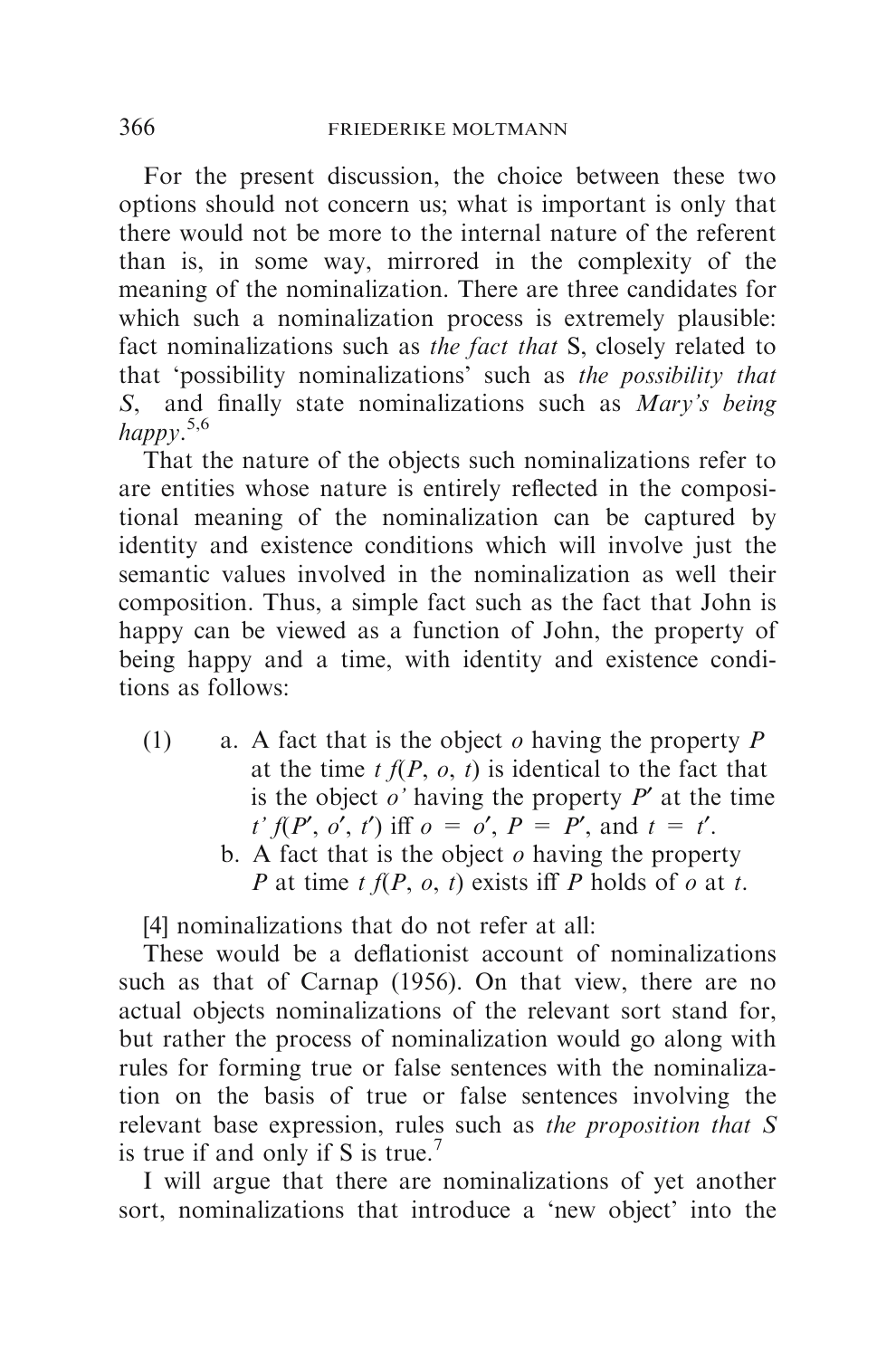For the present discussion, the choice between these two options should not concern us; what is important is only that there would not be more to the internal nature of the referent than is, in some way, mirrored in the complexity of the meaning of the nominalization. There are three candidates for which such a nominalization process is extremely plausible: fact nominalizations such as *the fact that* S, closely related to that 'possibility nominalizations' such as *the possibility that S*, and finally state nominalizations such as *Mary's being happy*.[5,6]

That the nature of the objects such nominalizations refer to are entities whose nature is entirely reflected in the compositional meaning of the nominalization can be captured by identity and existence conditions which will involve just the semantic values involved in the nominalization as well their composition. Thus, a simple fact such as the fact that John is happy can be viewed as a function of John, the property of being happy and a time, with identity and existence conditions as follows:

(1) a. A fact that is the object $o$ having the property $P$ at the time $t$ $f(P, o, t)$ is identical to the fact that is the object $o'$ having the property $P'$ at the time $t'$ $f(P', o', t')$ iff $o = o'$, $P = P'$, and $t = t'$.
  b. A fact that is the object $o$ having the property $P$ at time $t$ $f(P, o, t)$ exists iff $P$ holds of $o$ at $t$.

[4] nominalizations that do not refer at all:

These would be a deflationist account of nominalizations such as that of Carnap (1956). On that view, there are no actual objects nominalizations of the relevant sort stand for, but rather the process of nominalization would go along with rules for forming true or false sentences with the nominalization on the basis of true or false sentences involving the relevant base expression, rules such as *the proposition that S* is true if and only if S is true.[7]

I will argue that there are nominalizations of yet another sort, nominalizations that introduce a 'new object' into the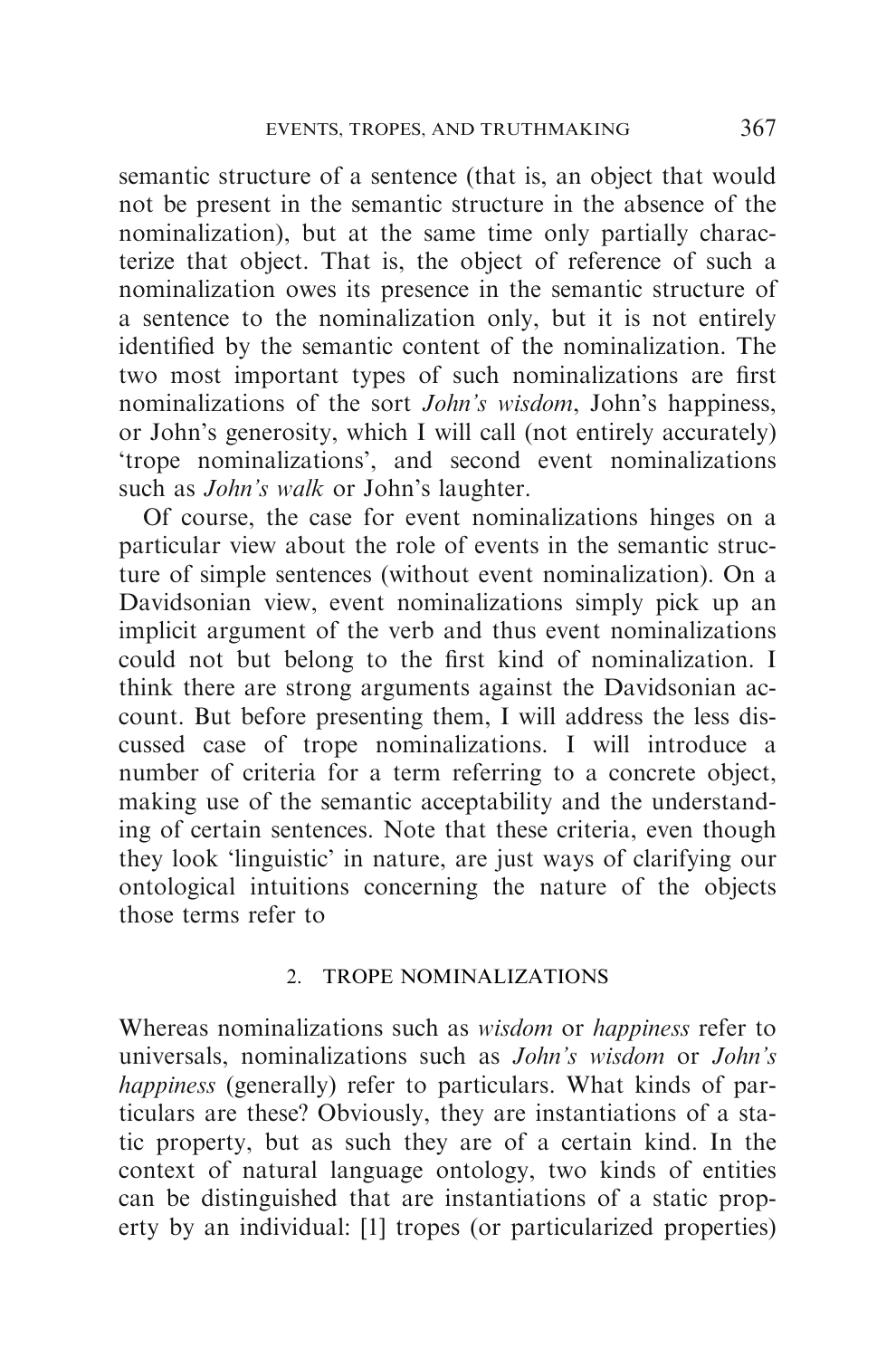semantic structure of a sentence (that is, an object that would not be present in the semantic structure in the absence of the nominalization), but at the same time only partially characterize that object. That is, the object of reference of such a nominalization owes its presence in the semantic structure of a sentence to the nominalization only, but it is not entirely identified by the semantic content of the nominalization. The two most important types of such nominalizations are first nominalizations of the sort *John's wisdom*, John's happiness, or John's generosity, which I will call (not entirely accurately) 'trope nominalizations', and second event nominalizations such as *John's walk* or John's laughter.

Of course, the case for event nominalizations hinges on a particular view about the role of events in the semantic structure of simple sentences (without event nominalization). On a Davidsonian view, event nominalizations simply pick up an implicit argument of the verb and thus event nominalizations could not but belong to the first kind of nominalization. I think there are strong arguments against the Davidsonian account. But before presenting them, I will address the less discussed case of trope nominalizations. I will introduce a number of criteria for a term referring to a concrete object, making use of the semantic acceptability and the understanding of certain sentences. Note that these criteria, even though they look 'linguistic' in nature, are just ways of clarifying our ontological intuitions concerning the nature of the objects those terms refer to

## 2. TROPE NOMINALIZATIONS

Whereas nominalizations such as *wisdom* or *happiness* refer to universals, nominalizations such as *John's wisdom* or *John's happiness* (generally) refer to particulars. What kinds of particulars are these? Obviously, they are instantiations of a static property, but as such they are of a certain kind. In the context of natural language ontology, two kinds of entities can be distinguished that are instantiations of a static property by an individual: [1] tropes (or particularized properties)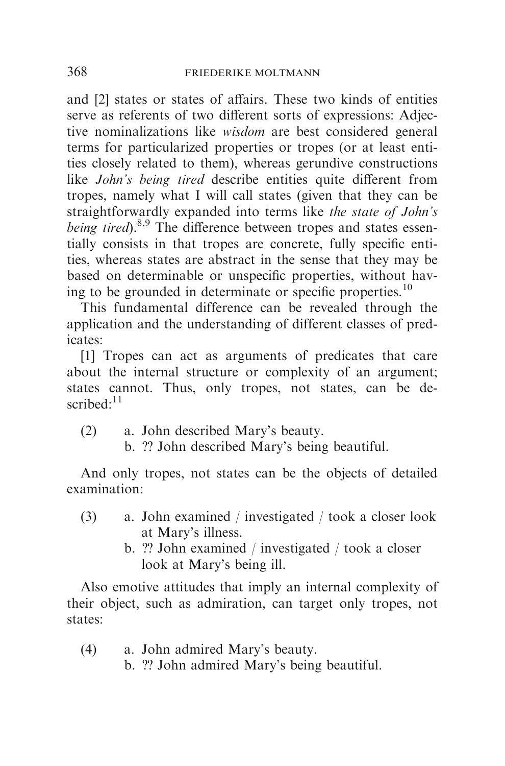and [2] states or states of affairs. These two kinds of entities serve as referents of two different sorts of expressions: Adjective nominalizations like *wisdom* are best considered general terms for particularized properties or tropes (or at least entities closely related to them), whereas gerundive constructions like *John's being tired* describe entities quite different from tropes, namely what I will call states (given that they can be straightforwardly expanded into terms like *the state of John's being tired*).[8,9] The difference between tropes and states essentially consists in that tropes are concrete, fully specific entities, whereas states are abstract in the sense that they may be based on determinable or unspecific properties, without having to be grounded in determinate or specific properties.[10]

This fundamental difference can be revealed through the application and the understanding of different classes of predicates:

[1] Tropes can act as arguments of predicates that care about the internal structure or complexity of an argument; states cannot. Thus, only tropes, not states, can be described:[11]

(2) a. John described Mary's beauty.
    b. ?? John described Mary's being beautiful.

And only tropes, not states can be the objects of detailed examination:

(3) a. John examined / investigated / took a closer look at Mary's illness.
    b. ?? John examined / investigated / took a closer look at Mary's being ill.

Also emotive attitudes that imply an internal complexity of their object, such as admiration, can target only tropes, not states:

(4) a. John admired Mary's beauty.
    b. ?? John admired Mary's being beautiful.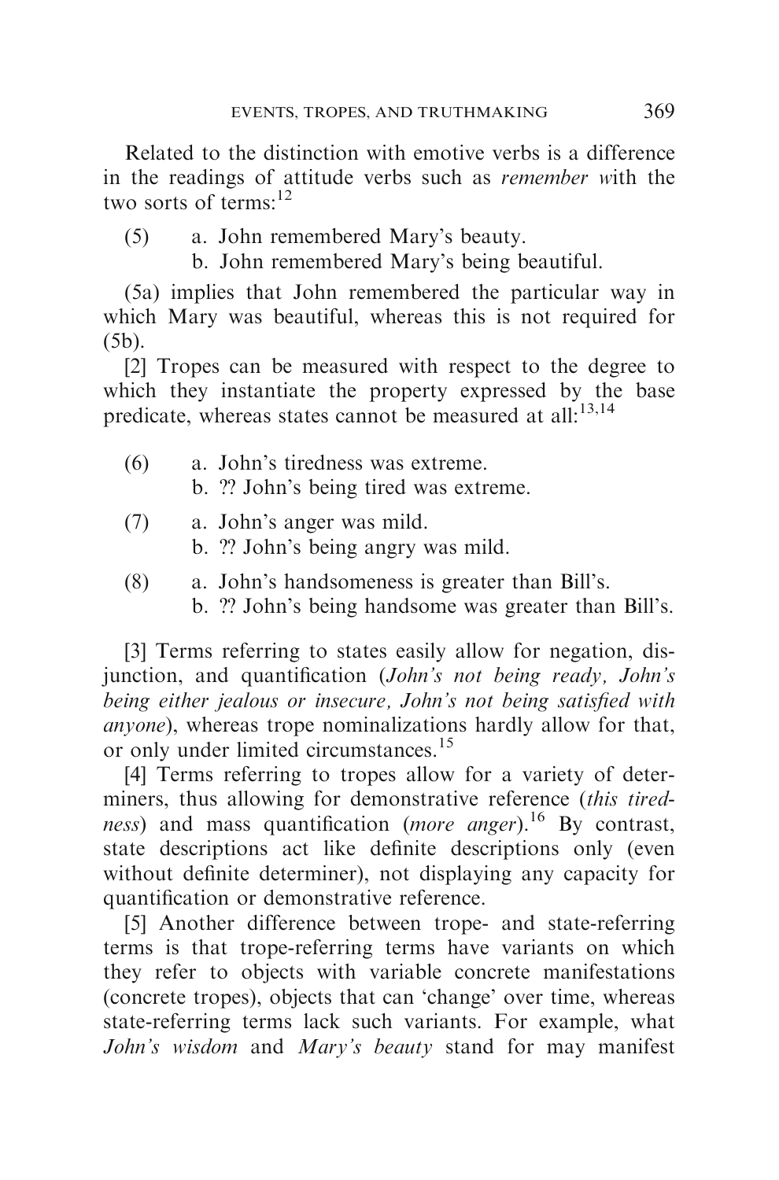Related to the distinction with emotive verbs is a difference in the readings of attitude verbs such as *remember* with the two sorts of terms:[12]

(5) a. John remembered Mary's beauty.
    b. John remembered Mary's being beautiful.

(5a) implies that John remembered the particular way in which Mary was beautiful, whereas this is not required for (5b).

[2] Tropes can be measured with respect to the degree to which they instantiate the property expressed by the base predicate, whereas states cannot be measured at all:[13,14]

(6) a. John's tiredness was extreme.
    b. ?? John's being tired was extreme.

(7) a. John's anger was mild.
    b. ?? John's being angry was mild.

(8) a. John's handsomeness is greater than Bill's.
    b. ?? John's being handsome was greater than Bill's.

[3] Terms referring to states easily allow for negation, disjunction, and quantification (*John's not being ready, John's being either jealous or insecure, John's not being satisfied with anyone*), whereas trope nominalizations hardly allow for that, or only under limited circumstances.[15]

[4] Terms referring to tropes allow for a variety of determiners, thus allowing for demonstrative reference (*this tiredness*) and mass quantification (*more anger*).[16] By contrast, state descriptions act like definite descriptions only (even without definite determiner), not displaying any capacity for quantification or demonstrative reference.

[5] Another difference between trope- and state-referring terms is that trope-referring terms have variants on which they refer to objects with variable concrete manifestations (concrete tropes), objects that can 'change' over time, whereas state-referring terms lack such variants. For example, what *John's wisdom* and *Mary's beauty* stand for may manifest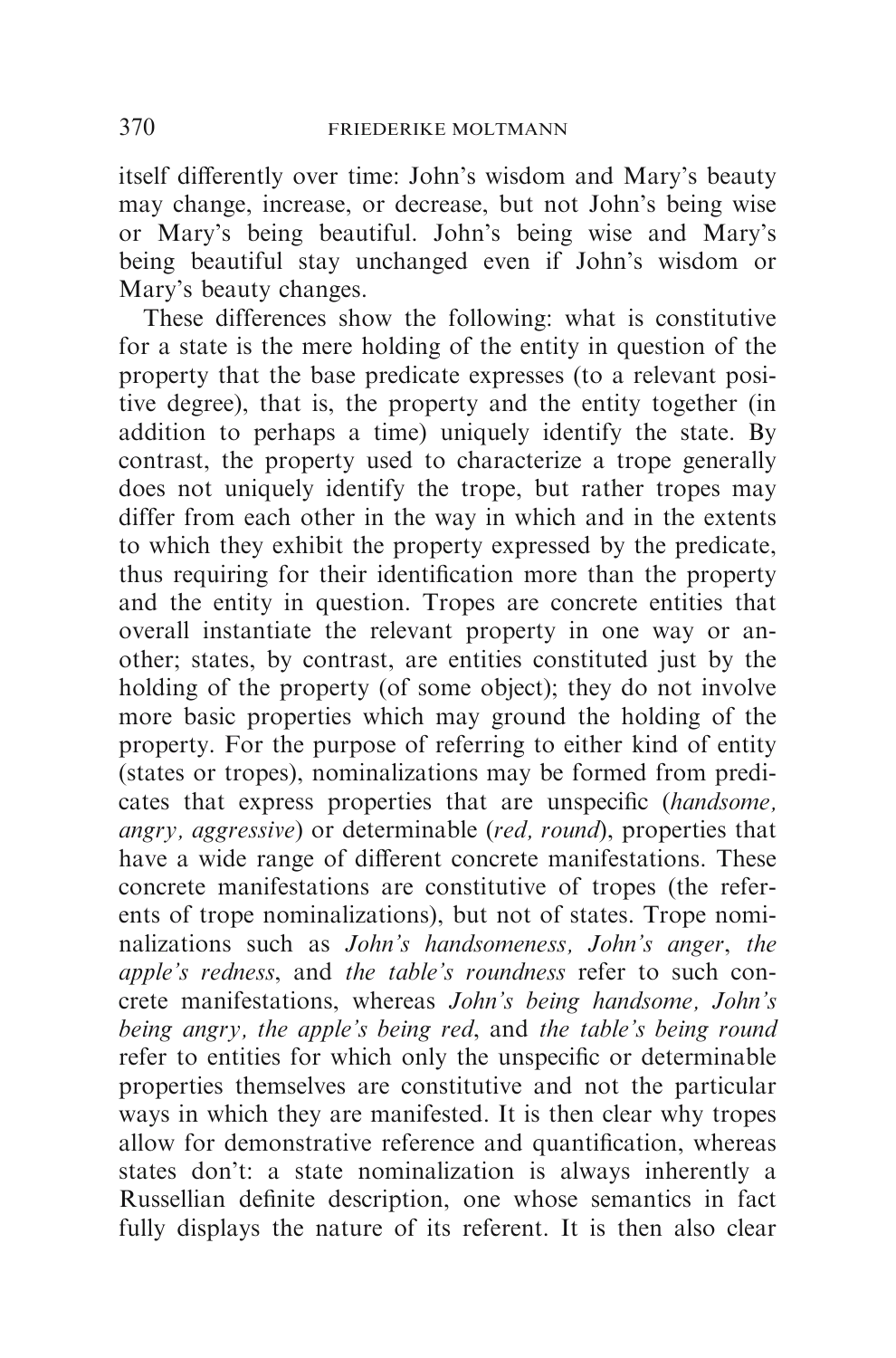itself differently over time: John's wisdom and Mary's beauty may change, increase, or decrease, but not John's being wise or Mary's being beautiful. John's being wise and Mary's being beautiful stay unchanged even if John's wisdom or Mary's beauty changes.

These differences show the following: what is constitutive for a state is the mere holding of the entity in question of the property that the base predicate expresses (to a relevant positive degree), that is, the property and the entity together (in addition to perhaps a time) uniquely identify the state. By contrast, the property used to characterize a trope generally does not uniquely identify the trope, but rather tropes may differ from each other in the way in which and in the extents to which they exhibit the property expressed by the predicate, thus requiring for their identification more than the property and the entity in question. Tropes are concrete entities that overall instantiate the relevant property in one way or another; states, by contrast, are entities constituted just by the holding of the property (of some object); they do not involve more basic properties which may ground the holding of the property. For the purpose of referring to either kind of entity (states or tropes), nominalizations may be formed from predicates that express properties that are unspecific (*handsome, angry, aggressive*) or determinable (*red, round*), properties that have a wide range of different concrete manifestations. These concrete manifestations are constitutive of tropes (the referents of trope nominalizations), but not of states. Trope nominalizations such as *John's handsomeness, John's anger*, *the apple's redness*, and *the table's roundness* refer to such concrete manifestations, whereas *John's being handsome, John's being angry, the apple's being red*, and *the table's being round* refer to entities for which only the unspecific or determinable properties themselves are constitutive and not the particular ways in which they are manifested. It is then clear why tropes allow for demonstrative reference and quantification, whereas states don't: a state nominalization is always inherently a Russellian definite description, one whose semantics in fact fully displays the nature of its referent. It is then also clear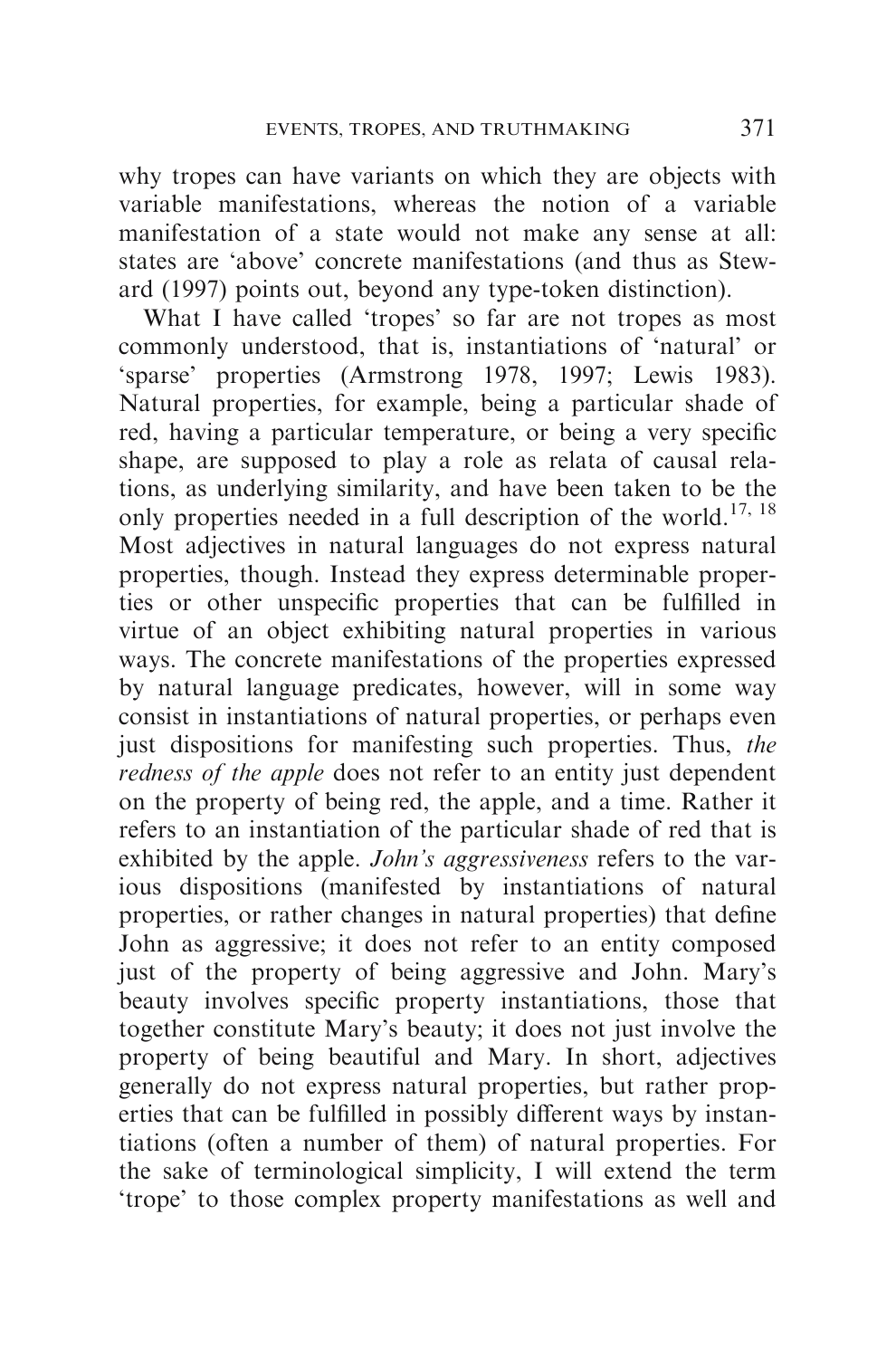why tropes can have variants on which they are objects with variable manifestations, whereas the notion of a variable manifestation of a state would not make any sense at all: states are 'above' concrete manifestations (and thus as Steward (1997) points out, beyond any type-token distinction).

What I have called 'tropes' so far are not tropes as most commonly understood, that is, instantiations of 'natural' or 'sparse' properties (Armstrong 1978, 1997; Lewis 1983). Natural properties, for example, being a particular shade of red, having a particular temperature, or being a very specific shape, are supposed to play a role as relata of causal relations, as underlying similarity, and have been taken to be the only properties needed in a full description of the world.[17, 18] Most adjectives in natural languages do not express natural properties, though. Instead they express determinable properties or other unspecific properties that can be fulfilled in virtue of an object exhibiting natural properties in various ways. The concrete manifestations of the properties expressed by natural language predicates, however, will in some way consist in instantiations of natural properties, or perhaps even just dispositions for manifesting such properties. Thus, *the redness of the apple* does not refer to an entity just dependent on the property of being red, the apple, and a time. Rather it refers to an instantiation of the particular shade of red that is exhibited by the apple. *John's aggressiveness* refers to the various dispositions (manifested by instantiations of natural properties, or rather changes in natural properties) that define John as aggressive; it does not refer to an entity composed just of the property of being aggressive and John. Mary's beauty involves specific property instantiations, those that together constitute Mary's beauty; it does not just involve the property of being beautiful and Mary. In short, adjectives generally do not express natural properties, but rather properties that can be fulfilled in possibly different ways by instantiations (often a number of them) of natural properties. For the sake of terminological simplicity, I will extend the term 'trope' to those complex property manifestations as well and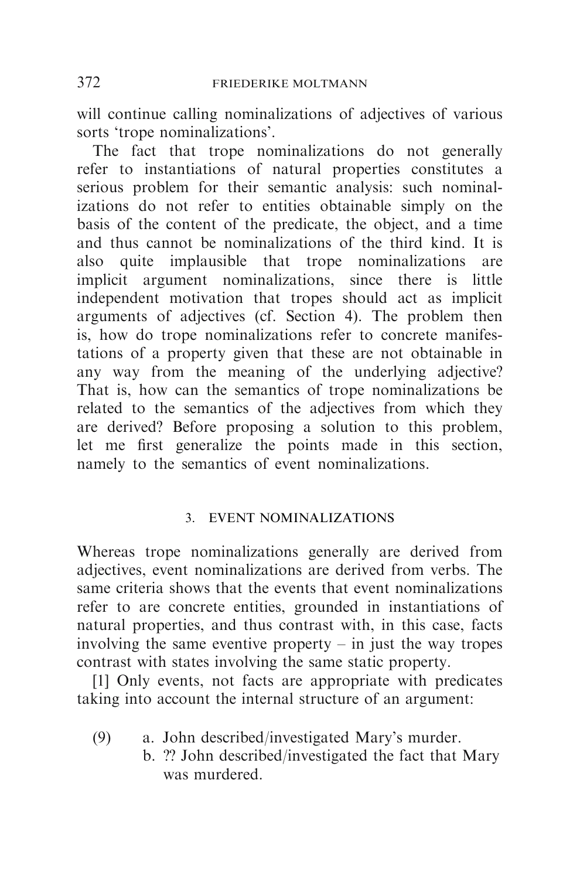will continue calling nominalizations of adjectives of various sorts 'trope nominalizations'.

The fact that trope nominalizations do not generally refer to instantiations of natural properties constitutes a serious problem for their semantic analysis: such nominalizations do not refer to entities obtainable simply on the basis of the content of the predicate, the object, and a time and thus cannot be nominalizations of the third kind. It is also quite implausible that trope nominalizations are implicit argument nominalizations, since there is little independent motivation that tropes should act as implicit arguments of adjectives (cf. Section 4). The problem then is, how do trope nominalizations refer to concrete manifestations of a property given that these are not obtainable in any way from the meaning of the underlying adjective? That is, how can the semantics of trope nominalizations be related to the semantics of the adjectives from which they are derived? Before proposing a solution to this problem, let me first generalize the points made in this section, namely to the semantics of event nominalizations.

## 3. EVENT NOMINALIZATIONS

Whereas trope nominalizations generally are derived from adjectives, event nominalizations are derived from verbs. The same criteria shows that the events that event nominalizations refer to are concrete entities, grounded in instantiations of natural properties, and thus contrast with, in this case, facts involving the same eventive property – in just the way tropes contrast with states involving the same static property.

[1] Only events, not facts are appropriate with predicates taking into account the internal structure of an argument:

(9) a. John described/investigated Mary's murder.
    b. ?? John described/investigated the fact that Mary was murdered.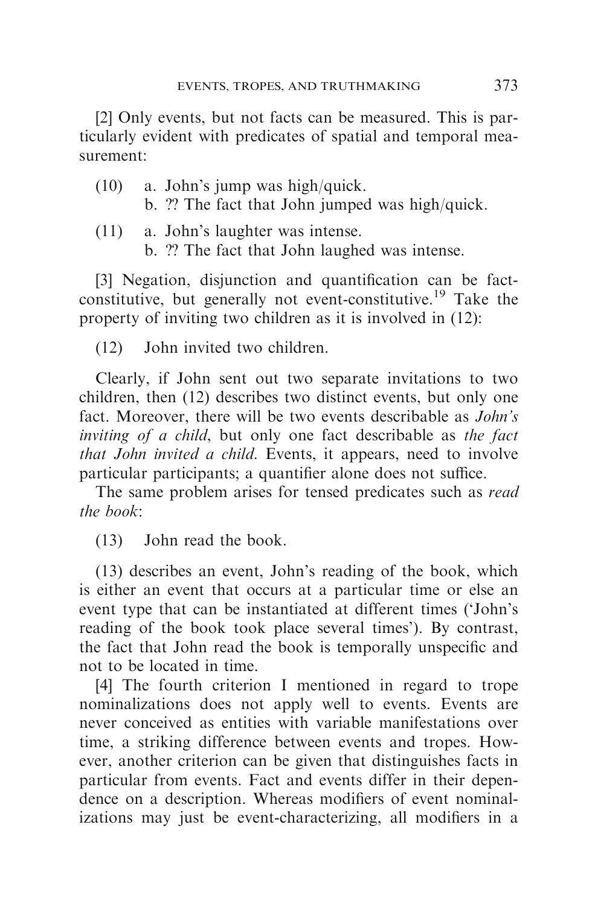[2] Only events, but not facts can be measured. This is particularly evident with predicates of spatial and temporal measurement:

(10) a. John's jump was high/quick.
 b. ?? The fact that John jumped was high/quick.

(11) a. John's laughter was intense.
 b. ?? The fact that John laughed was intense.

[3] Negation, disjunction and quantification can be fact-constitutive, but generally not event-constitutive.[19] Take the property of inviting two children as it is involved in (12):

(12) John invited two children.

Clearly, if John sent out two separate invitations to two children, then (12) describes two distinct events, but only one fact. Moreover, there will be two events describable as *John's inviting of a child*, but only one fact describable as *the fact that John invited a child*. Events, it appears, need to involve particular participants; a quantifier alone does not suffice.

The same problem arises for tensed predicates such as *read the book*:

(13) John read the book.

(13) describes an event, John's reading of the book, which is either an event that occurs at a particular time or else an event type that can be instantiated at different times ('John's reading of the book took place several times'). By contrast, the fact that John read the book is temporally unspecific and not to be located in time.

[4] The fourth criterion I mentioned in regard to trope nominalizations does not apply well to events. Events are never conceived as entities with variable manifestations over time, a striking difference between events and tropes. However, another criterion can be given that distinguishes facts in particular from events. Fact and events differ in their dependence on a description. Whereas modifiers of event nominalizations may just be event-characterizing, all modifiers in a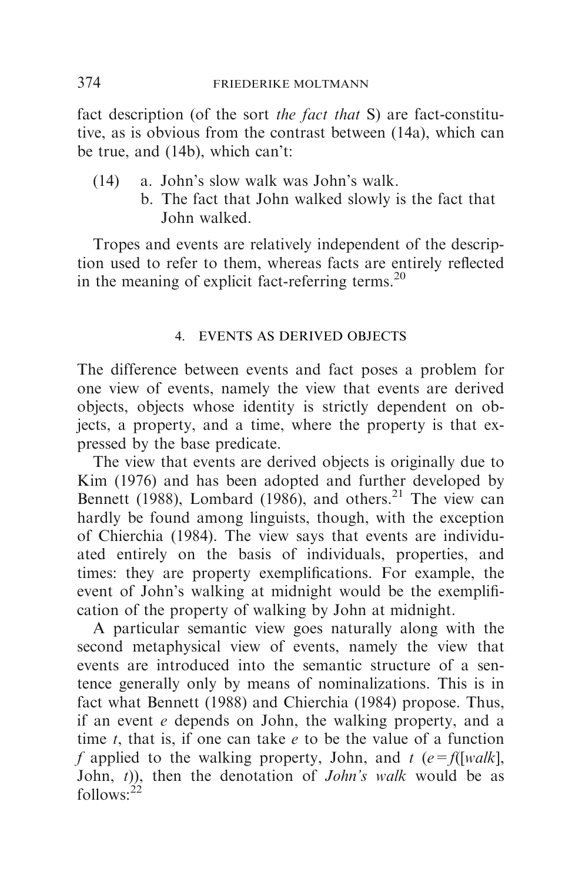fact description (of the sort *the fact that* S) are fact-constitutive, as is obvious from the contrast between (14a), which can be true, and (14b), which can't:

(14) a. John's slow walk was John's walk.
 b. The fact that John walked slowly is the fact that John walked.

Tropes and events are relatively independent of the description used to refer to them, whereas facts are entirely reflected in the meaning of explicit fact-referring terms.[20]

## 4. EVENTS AS DERIVED OBJECTS

The difference between events and fact poses a problem for one view of events, namely the view that events are derived objects, objects whose identity is strictly dependent on objects, a property, and a time, where the property is that expressed by the base predicate.

The view that events are derived objects is originally due to Kim (1976) and has been adopted and further developed by Bennett (1988), Lombard (1986), and others.[21] The view can hardly be found among linguists, though, with the exception of Chierchia (1984). The view says that events are individuated entirely on the basis of individuals, properties, and times: they are property exemplifications. For example, the event of John's walking at midnight would be the exemplification of the property of walking by John at midnight.

A particular semantic view goes naturally along with the second metaphysical view of events, namely the view that events are introduced into the semantic structure of a sentence generally only by means of nominalizations. This is in fact what Bennett (1988) and Chierchia (1984) propose. Thus, if an event $e$ depends on John, the walking property, and a time $t$, that is, if one can take $e$ to be the value of a function $f$ applied to the walking property, John, and $t$ ($e = f([walk]$, John, $t$)), then the denotation of *John's walk* would be as follows:[22]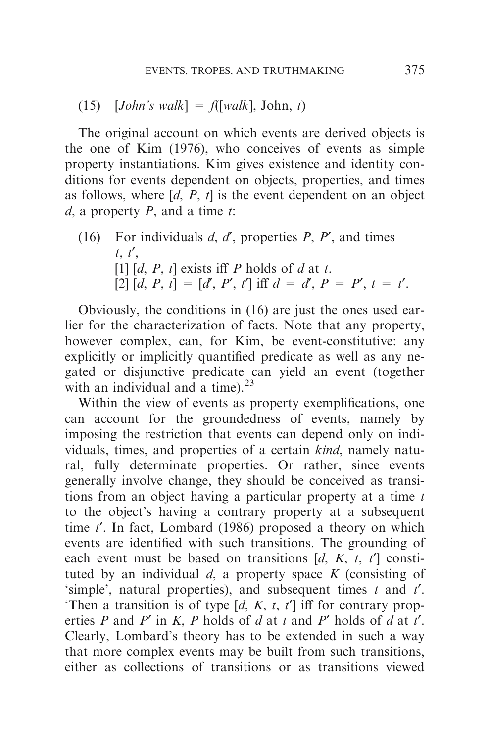(15) [*John's walk*] = *f*([*walk*], John, *t*)

The original account on which events are derived objects is the one of Kim (1976), who conceives of events as simple property instantiations. Kim gives existence and identity conditions for events dependent on objects, properties, and times as follows, where $[d, P, t]$ is the event dependent on an object $d$, a property $P$, and a time $t$:

(16) For individuals $d$, $d'$, properties $P$, $P'$, and times $t$, $t'$,
[1] $[d, P, t]$ exists iff $P$ holds of $d$ at $t$.
[2] $[d, P, t] = [d', P', t']$ iff $d = d'$, $P = P'$, $t = t'$.

Obviously, the conditions in (16) are just the ones used earlier for the characterization of facts. Note that any property, however complex, can, for Kim, be event-constitutive: any explicitly or implicitly quantified predicate as well as any negated or disjunctive predicate can yield an event (together with an individual and a time).[23]

Within the view of events as property exemplifications, one can account for the groundedness of events, namely by imposing the restriction that events can depend only on individuals, times, and properties of a certain *kind*, namely natural, fully determinate properties. Or rather, since events generally involve change, they should be conceived as transitions from an object having a particular property at a time $t$ to the object's having a contrary property at a subsequent time $t'$. In fact, Lombard (1986) proposed a theory on which events are identified with such transitions. The grounding of each event must be based on transitions $[d, K, t, t']$ constituted by an individual $d$, a property space $K$ (consisting of 'simple', natural properties), and subsequent times $t$ and $t'$. 'Then a transition is of type $[d, K, t, t']$ iff for contrary properties $P$ and $P'$ in $K$, $P$ holds of $d$ at $t$ and $P'$ holds of $d$ at $t'$. Clearly, Lombard's theory has to be extended in such a way that more complex events may be built from such transitions, either as collections of transitions or as transitions viewed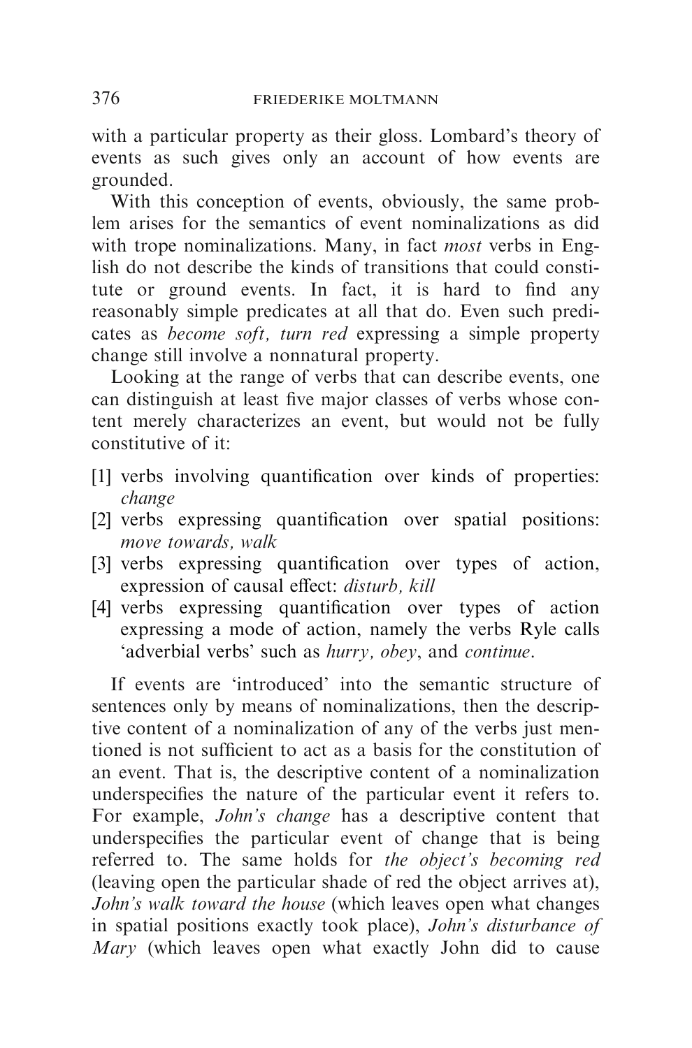with a particular property as their gloss. Lombard's theory of events as such gives only an account of how events are grounded.

With this conception of events, obviously, the same problem arises for the semantics of event nominalizations as did with trope nominalizations. Many, in fact *most* verbs in English do not describe the kinds of transitions that could constitute or ground events. In fact, it is hard to find any reasonably simple predicates at all that do. Even such predicates as *become soft, turn red* expressing a simple property change still involve a nonnatural property.

Looking at the range of verbs that can describe events, one can distinguish at least five major classes of verbs whose content merely characterizes an event, but would not be fully constitutive of it:

[1] verbs involving quantification over kinds of properties: *change*

[2] verbs expressing quantification over spatial positions: *move towards, walk*

[3] verbs expressing quantification over types of action, expression of causal effect: *disturb, kill*

[4] verbs expressing quantification over types of action expressing a mode of action, namely the verbs Ryle calls 'adverbial verbs' such as *hurry, obey*, and *continue*.

If events are 'introduced' into the semantic structure of sentences only by means of nominalizations, then the descriptive content of a nominalization of any of the verbs just mentioned is not sufficient to act as a basis for the constitution of an event. That is, the descriptive content of a nominalization underspecifies the nature of the particular event it refers to. For example, *John's change* has a descriptive content that underspecifies the particular event of change that is being referred to. The same holds for *the object's becoming red* (leaving open the particular shade of red the object arrives at), *John's walk toward the house* (which leaves open what changes in spatial positions exactly took place), *John's disturbance of Mary* (which leaves open what exactly John did to cause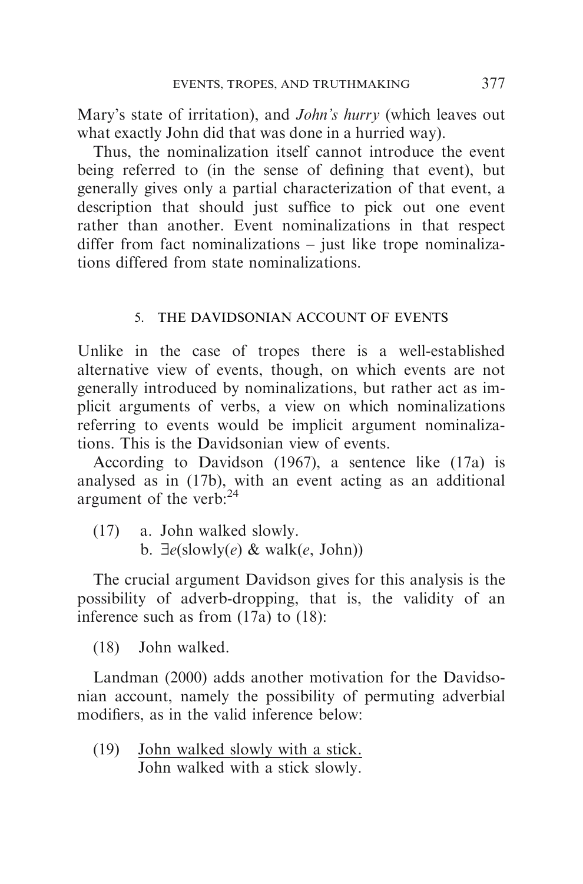Mary's state of irritation), and *John's hurry* (which leaves out what exactly John did that was done in a hurried way).

Thus, the nominalization itself cannot introduce the event being referred to (in the sense of defining that event), but generally gives only a partial characterization of that event, a description that should just suffice to pick out one event rather than another. Event nominalizations in that respect differ from fact nominalizations – just like trope nominalizations differed from state nominalizations.

## 5. THE DAVIDSONIAN ACCOUNT OF EVENTS

Unlike in the case of tropes there is a well-established alternative view of events, though, on which events are not generally introduced by nominalizations, but rather act as implicit arguments of verbs, a view on which nominalizations referring to events would be implicit argument nominalizations. This is the Davidsonian view of events.

According to Davidson (1967), a sentence like (17a) is analysed as in (17b), with an event acting as an additional argument of the verb:[24]

(17) a. John walked slowly.
 b. $\exists e(\text{slowly}(e) \ \& \ \text{walk}(e, \text{John}))$

The crucial argument Davidson gives for this analysis is the possibility of adverb-dropping, that is, the validity of an inference such as from (17a) to (18):

(18) John walked.

Landman (2000) adds another motivation for the Davidsonian account, namely the possibility of permuting adverbial modifiers, as in the valid inference below:

(19) John walked slowly with a stick.
 ―――――――――――――――
 John walked with a stick slowly.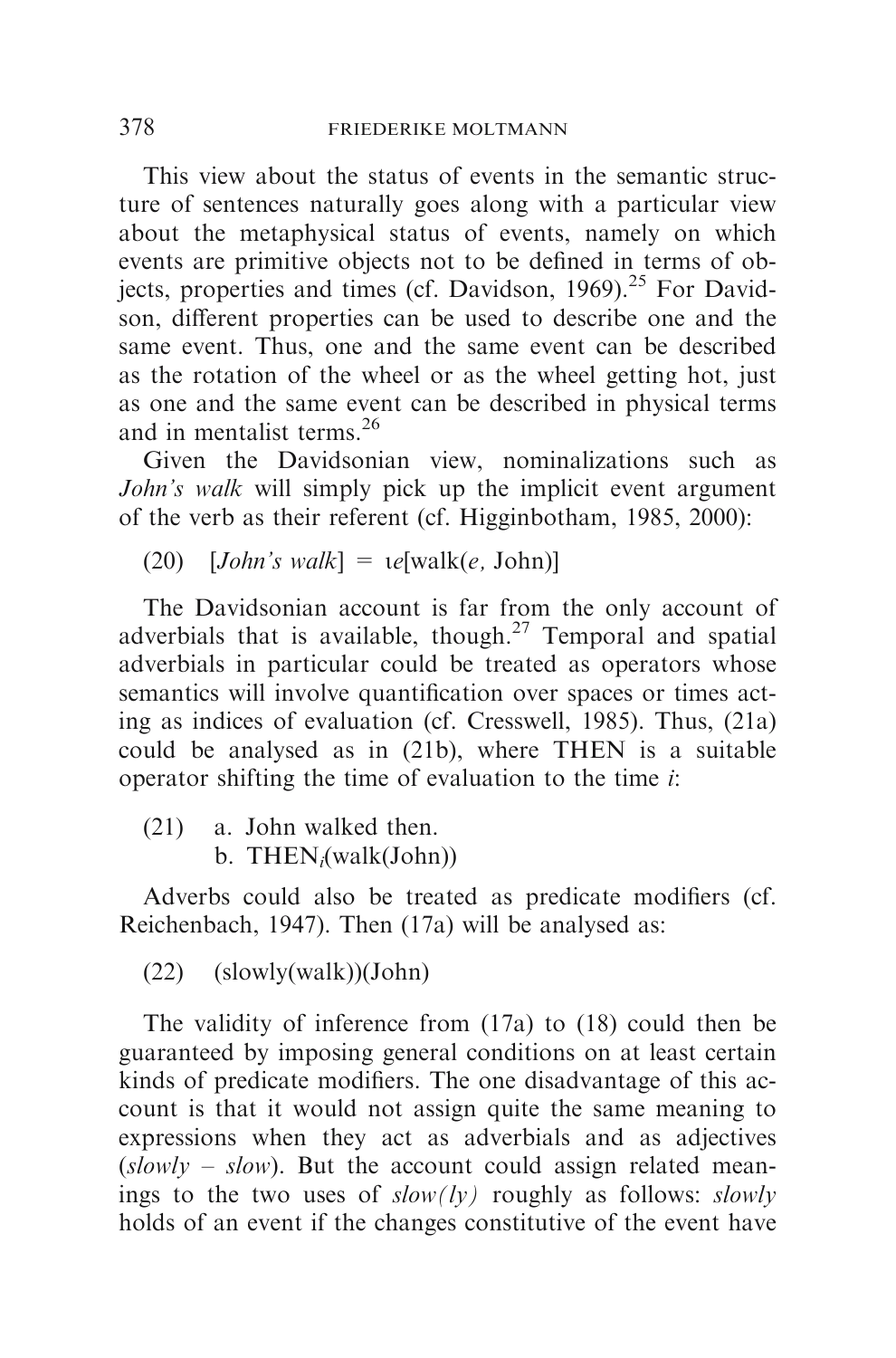This view about the status of events in the semantic structure of sentences naturally goes along with a particular view about the metaphysical status of events, namely on which events are primitive objects not to be defined in terms of objects, properties and times (cf. Davidson, 1969).[25] For Davidson, different properties can be used to describe one and the same event. Thus, one and the same event can be described as the rotation of the wheel or as the wheel getting hot, just as one and the same event can be described in physical terms and in mentalist terms.[26]

Given the Davidsonian view, nominalizations such as *John's walk* will simply pick up the implicit event argument of the verb as their referent (cf. Higginbotham, 1985, 2000):

(20) [*John's walk*] = ιe[walk(*e*, John)]

The Davidsonian account is far from the only account of adverbials that is available, though.[27] Temporal and spatial adverbials in particular could be treated as operators whose semantics will involve quantification over spaces or times acting as indices of evaluation (cf. Cresswell, 1985). Thus, (21a) could be analysed as in (21b), where THEN is a suitable operator shifting the time of evaluation to the time *i*:

(21) a. John walked then.
b. $\text{THEN}_i$(walk(John))

Adverbs could also be treated as predicate modifiers (cf. Reichenbach, 1947). Then (17a) will be analysed as:

(22) (slowly(walk))(John)

The validity of inference from (17a) to (18) could then be guaranteed by imposing general conditions on at least certain kinds of predicate modifiers. The one disadvantage of this account is that it would not assign quite the same meaning to expressions when they act as adverbials and as adjectives (*slowly* – *slow*). But the account could assign related meanings to the two uses of *slow(ly)* roughly as follows: *slowly* holds of an event if the changes constitutive of the event have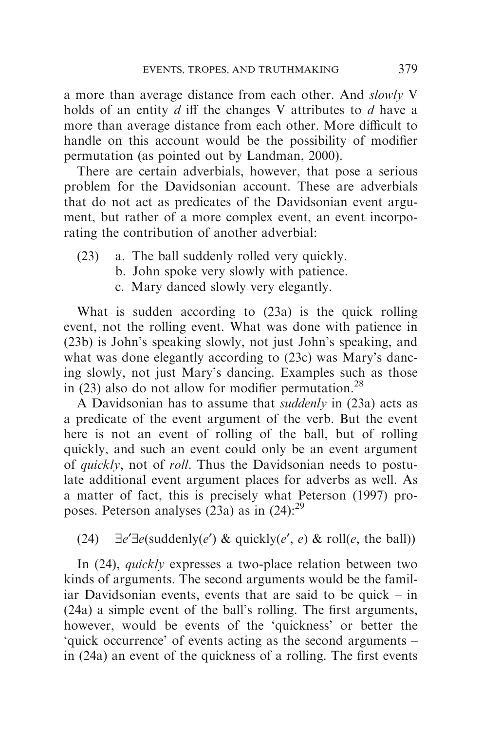a more than average distance from each other. And *slowly* V holds of an entity *d* iff the changes V attributes to *d* have a more than average distance from each other. More difficult to handle on this account would be the possibility of modifier permutation (as pointed out by Landman, 2000).

There are certain adverbials, however, that pose a serious problem for the Davidsonian account. These are adverbials that do not act as predicates of the Davidsonian event argument, but rather of a more complex event, an event incorporating the contribution of another adverbial:

(23) a. The ball suddenly rolled very quickly.
     b. John spoke very slowly with patience.
     c. Mary danced slowly very elegantly.

What is sudden according to (23a) is the quick rolling event, not the rolling event. What was done with patience in (23b) is John's speaking slowly, not just John's speaking, and what was done elegantly according to (23c) was Mary's dancing slowly, not just Mary's dancing. Examples such as those in (23) also do not allow for modifier permutation.[28]

A Davidsonian has to assume that *suddenly* in (23a) acts as a predicate of the event argument of the verb. But the event here is not an event of rolling of the ball, but of rolling quickly, and such an event could only be an event argument of *quickly*, not of *roll*. Thus the Davidsonian needs to postulate additional event argument places for adverbs as well. As a matter of fact, this is precisely what Peterson (1997) proposes. Peterson analyses (23a) as in (24):[29]

(24) $\exists e' \exists e(\text{suddenly}(e') \ \& \ \text{quickly}(e', e) \ \& \ \text{roll}(e, \text{the ball}))$

In (24), *quickly* expresses a two-place relation between two kinds of arguments. The second arguments would be the familiar Davidsonian events, events that are said to be quick – in (24a) a simple event of the ball's rolling. The first arguments, however, would be events of the 'quickness' or better the 'quick occurrence' of events acting as the second arguments – in (24a) an event of the quickness of a rolling. The first events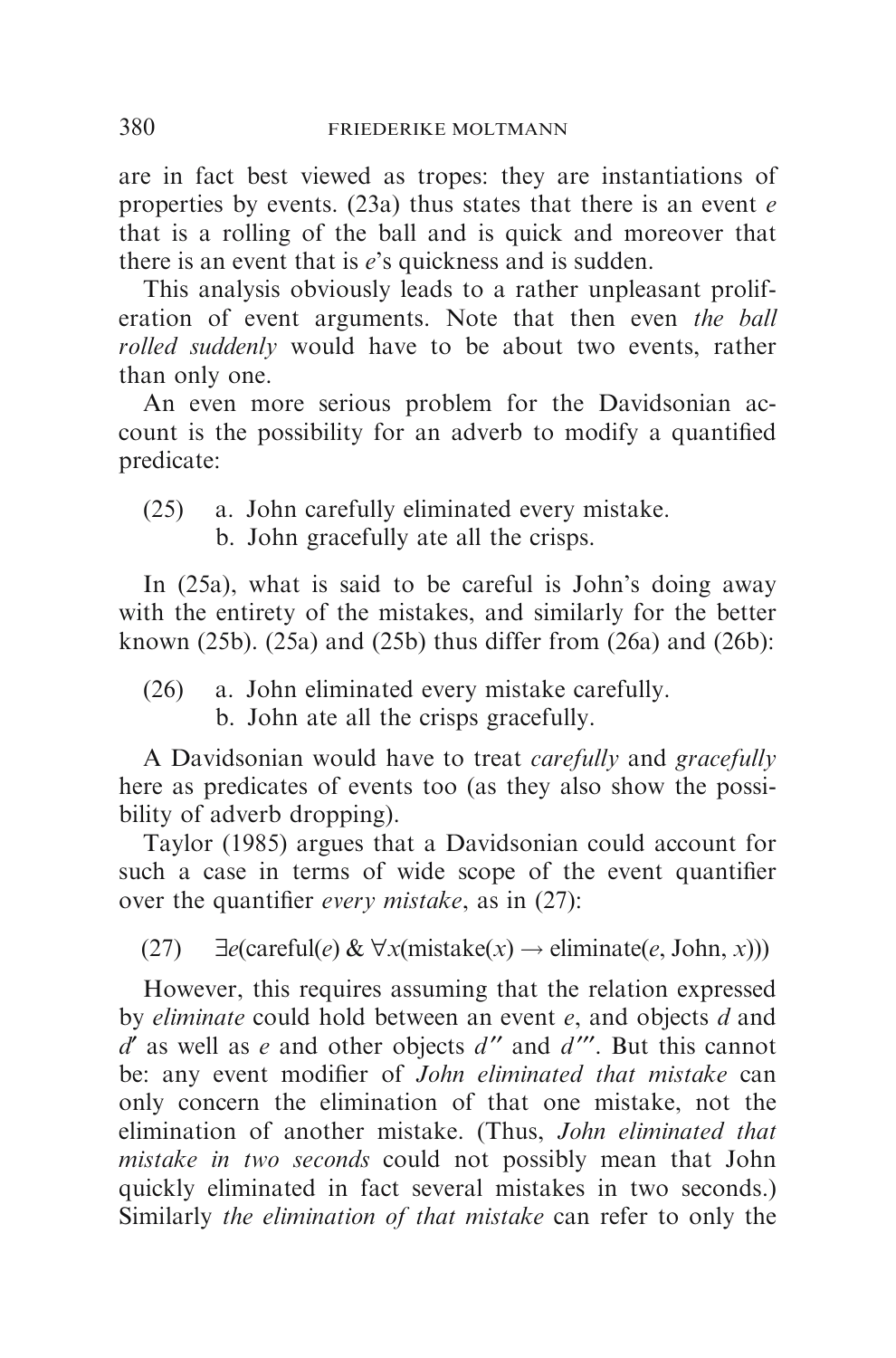are in fact best viewed as tropes: they are instantiations of properties by events. (23a) thus states that there is an event $e$ that is a rolling of the ball and is quick and moreover that there is an event that is $e$'s quickness and is sudden.

This analysis obviously leads to a rather unpleasant proliferation of event arguments. Note that then even *the ball rolled suddenly* would have to be about two events, rather than only one.

An even more serious problem for the Davidsonian account is the possibility for an adverb to modify a quantified predicate:

(25) a. John carefully eliminated every mistake.
  b. John gracefully ate all the crisps.

In (25a), what is said to be careful is John's doing away with the entirety of the mistakes, and similarly for the better known (25b). (25a) and (25b) thus differ from (26a) and (26b):

(26) a. John eliminated every mistake carefully.
  b. John ate all the crisps gracefully.

A Davidsonian would have to treat *carefully* and *gracefully* here as predicates of events too (as they also show the possibility of adverb dropping).

Taylor (1985) argues that a Davidsonian could account for such a case in terms of wide scope of the event quantifier over the quantifier *every mistake*, as in (27):

(27) $\exists e(\text{careful}(e)\ \&\ \forall x(\text{mistake}(x) \rightarrow \text{eliminate}(e, \text{John}, x)))$

However, this requires assuming that the relation expressed by *eliminate* could hold between an event $e$, and objects $d$ and $d'$ as well as $e$ and other objects $d''$ and $d'''$. But this cannot be: any event modifier of *John eliminated that mistake* can only concern the elimination of that one mistake, not the elimination of another mistake. (Thus, *John eliminated that mistake in two seconds* could not possibly mean that John quickly eliminated in fact several mistakes in two seconds.) Similarly *the elimination of that mistake* can refer to only the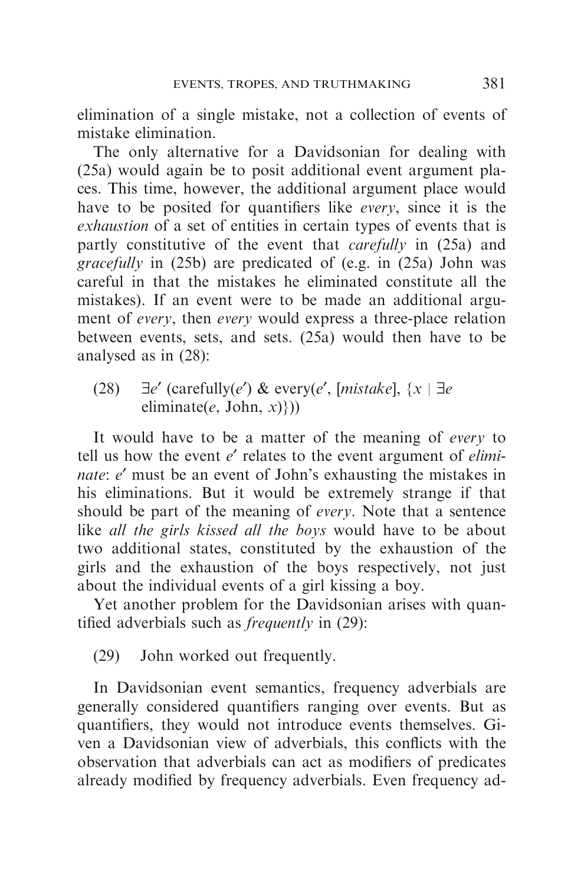elimination of a single mistake, not a collection of events of mistake elimination.

The only alternative for a Davidsonian for dealing with (25a) would again be to posit additional event argument places. This time, however, the additional argument place would have to be posited for quantifiers like *every*, since it is the *exhaustion* of a set of entities in certain types of events that is partly constitutive of the event that *carefully* in (25a) and *gracefully* in (25b) are predicated of (e.g. in (25a) John was careful in that the mistakes he eliminated constitute all the mistakes). If an event were to be made an additional argument of *every*, then *every* would express a three-place relation between events, sets, and sets. (25a) would then have to be analysed as in (28):

(28) $\exists e'$ (carefully($e'$) & every($e'$, [*mistake*], $\{x \mid \exists e$ eliminate($e$, John, $x$)$\}$))

It would have to be a matter of the meaning of *every* to tell us how the event $e'$ relates to the event argument of *eliminate*: $e'$ must be an event of John's exhausting the mistakes in his eliminations. But it would be extremely strange if that should be part of the meaning of *every*. Note that a sentence like *all the girls kissed all the boys* would have to be about two additional states, constituted by the exhaustion of the girls and the exhaustion of the boys respectively, not just about the individual events of a girl kissing a boy.

Yet another problem for the Davidsonian arises with quantified adverbials such as *frequently* in (29):

(29) John worked out frequently.

In Davidsonian event semantics, frequency adverbials are generally considered quantifiers ranging over events. But as quantifiers, they would not introduce events themselves. Given a Davidsonian view of adverbials, this conflicts with the observation that adverbials can act as modifiers of predicates already modified by frequency adverbials. Even frequency ad-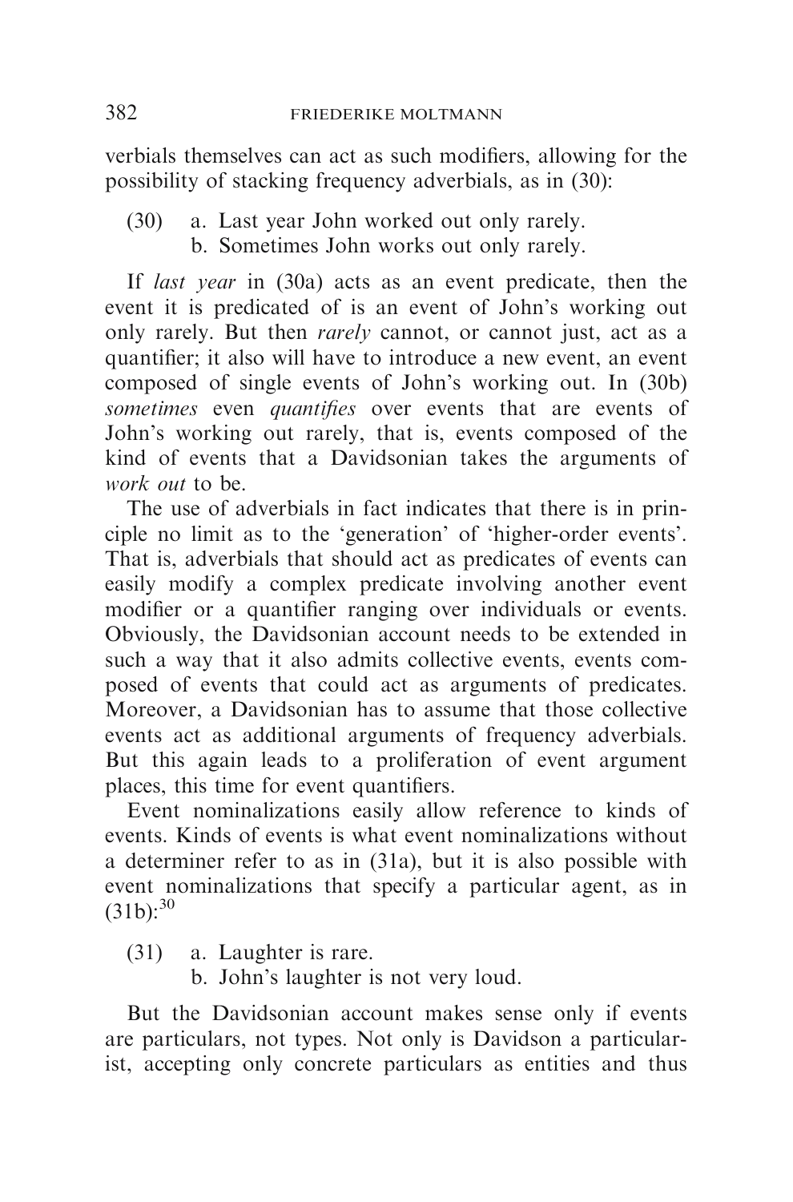verbials themselves can act as such modifiers, allowing for the possibility of stacking frequency adverbials, as in (30):

(30) a. Last year John worked out only rarely.
     b. Sometimes John works out only rarely.

If *last year* in (30a) acts as an event predicate, then the event it is predicated of is an event of John's working out only rarely. But then *rarely* cannot, or cannot just, act as a quantifier; it also will have to introduce a new event, an event composed of single events of John's working out. In (30b) *sometimes* even *quantifies* over events that are events of John's working out rarely, that is, events composed of the kind of events that a Davidsonian takes the arguments of *work out* to be.

The use of adverbials in fact indicates that there is in principle no limit as to the 'generation' of 'higher-order events'. That is, adverbials that should act as predicates of events can easily modify a complex predicate involving another event modifier or a quantifier ranging over individuals or events. Obviously, the Davidsonian account needs to be extended in such a way that it also admits collective events, events composed of events that could act as arguments of predicates. Moreover, a Davidsonian has to assume that those collective events act as additional arguments of frequency adverbials. But this again leads to a proliferation of event argument places, this time for event quantifiers.

Event nominalizations easily allow reference to kinds of events. Kinds of events is what event nominalizations without a determiner refer to as in (31a), but it is also possible with event nominalizations that specify a particular agent, as in (31b):[30]

(31) a. Laughter is rare.
     b. John's laughter is not very loud.

But the Davidsonian account makes sense only if events are particulars, not types. Not only is Davidson a particularist, accepting only concrete particulars as entities and thus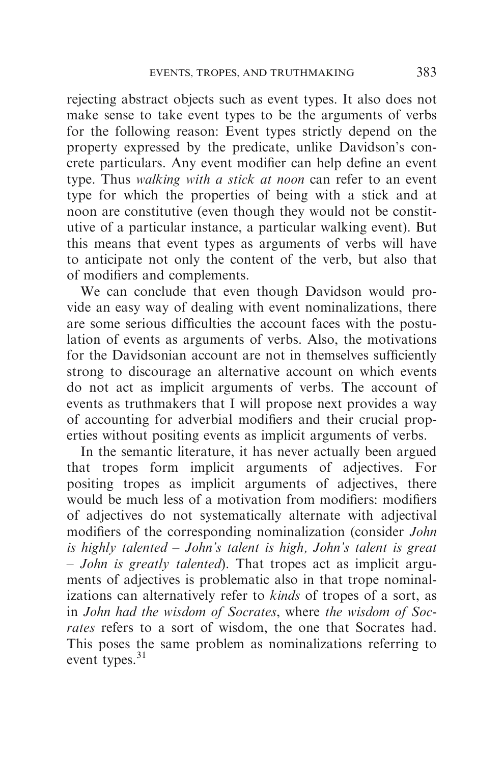rejecting abstract objects such as event types. It also does not make sense to take event types to be the arguments of verbs for the following reason: Event types strictly depend on the property expressed by the predicate, unlike Davidson's concrete particulars. Any event modifier can help define an event type. Thus *walking with a stick at noon* can refer to an event type for which the properties of being with a stick and at noon are constitutive (even though they would not be constitutive of a particular instance, a particular walking event). But this means that event types as arguments of verbs will have to anticipate not only the content of the verb, but also that of modifiers and complements.

We can conclude that even though Davidson would provide an easy way of dealing with event nominalizations, there are some serious difficulties the account faces with the postulation of events as arguments of verbs. Also, the motivations for the Davidsonian account are not in themselves sufficiently strong to discourage an alternative account on which events do not act as implicit arguments of verbs. The account of events as truthmakers that I will propose next provides a way of accounting for adverbial modifiers and their crucial properties without positing events as implicit arguments of verbs.

In the semantic literature, it has never actually been argued that tropes form implicit arguments of adjectives. For positing tropes as implicit arguments of adjectives, there would be much less of a motivation from modifiers: modifiers of adjectives do not systematically alternate with adjectival modifiers of the corresponding nominalization (consider *John is highly talented – John's talent is high, John's talent is great – John is greatly talented*). That tropes act as implicit arguments of adjectives is problematic also in that trope nominalizations can alternatively refer to *kinds* of tropes of a sort, as in *John had the wisdom of Socrates*, where *the wisdom of Socrates* refers to a sort of wisdom, the one that Socrates had. This poses the same problem as nominalizations referring to event types.[31]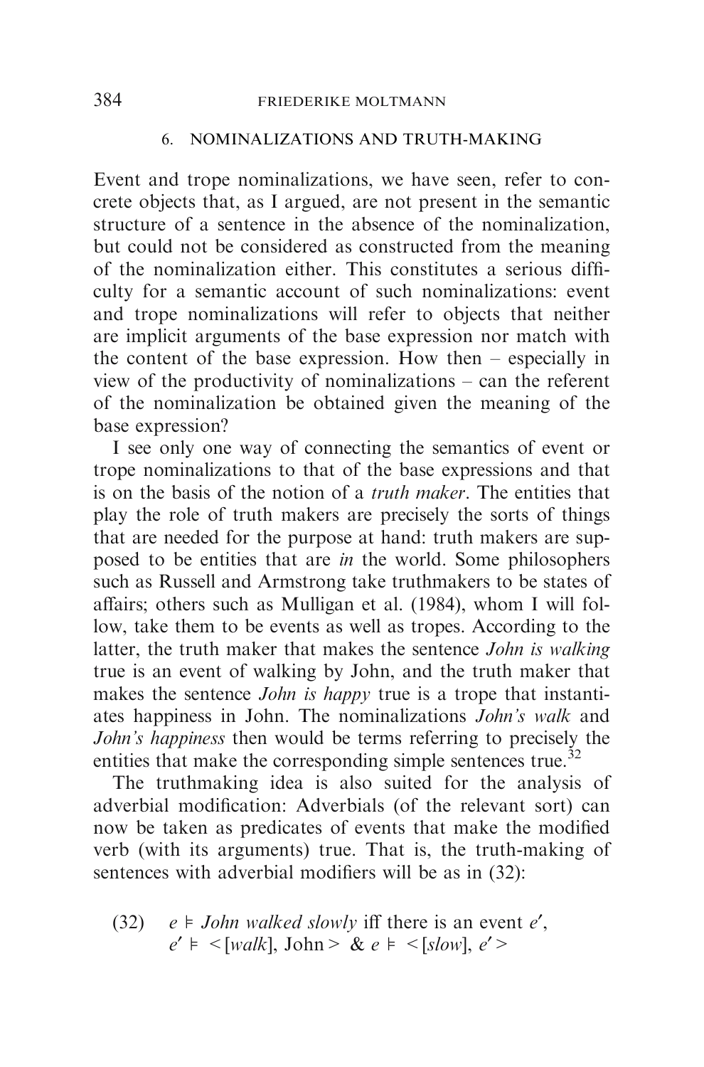## 6. NOMINALIZATIONS AND TRUTH-MAKING

Event and trope nominalizations, we have seen, refer to concrete objects that, as I argued, are not present in the semantic structure of a sentence in the absence of the nominalization, but could not be considered as constructed from the meaning of the nominalization either. This constitutes a serious difficulty for a semantic account of such nominalizations: event and trope nominalizations will refer to objects that neither are implicit arguments of the base expression nor match with the content of the base expression. How then – especially in view of the productivity of nominalizations – can the referent of the nominalization be obtained given the meaning of the base expression?

I see only one way of connecting the semantics of event or trope nominalizations to that of the base expressions and that is on the basis of the notion of a *truth maker*. The entities that play the role of truth makers are precisely the sorts of things that are needed for the purpose at hand: truth makers are supposed to be entities that are *in* the world. Some philosophers such as Russell and Armstrong take truthmakers to be states of affairs; others such as Mulligan et al. (1984), whom I will follow, take them to be events as well as tropes. According to the latter, the truth maker that makes the sentence *John is walking* true is an event of walking by John, and the truth maker that makes the sentence *John is happy* true is a trope that instantiates happiness in John. The nominalizations *John's walk* and *John's happiness* then would be terms referring to precisely the entities that make the corresponding simple sentences true.[32]

The truthmaking idea is also suited for the analysis of adverbial modification: Adverbials (of the relevant sort) can now be taken as predicates of events that make the modified verb (with its arguments) true. That is, the truth-making of sentences with adverbial modifiers will be as in (32):

(32) $e \models$ *John walked slowly* iff there is an event $e'$,
$e' \models <[walk], \text{John}> \ \& \ e \models <[slow], e'>$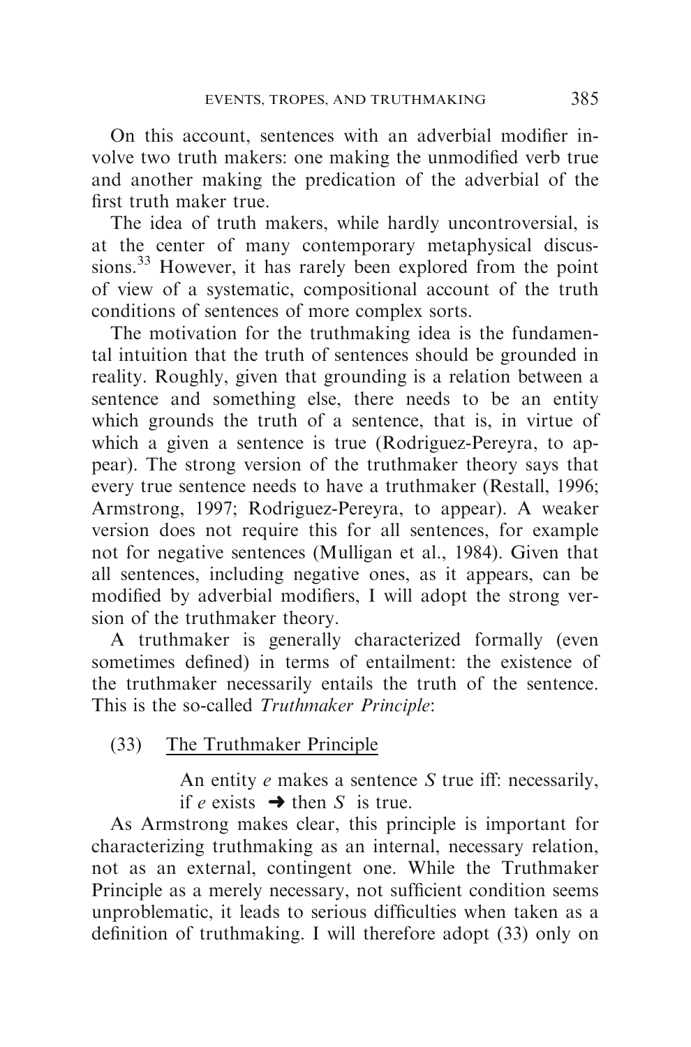On this account, sentences with an adverbial modifier involve two truth makers: one making the unmodified verb true and another making the predication of the adverbial of the first truth maker true.

The idea of truth makers, while hardly uncontroversial, is at the center of many contemporary metaphysical discussions.[33] However, it has rarely been explored from the point of view of a systematic, compositional account of the truth conditions of sentences of more complex sorts.

The motivation for the truthmaking idea is the fundamental intuition that the truth of sentences should be grounded in reality. Roughly, given that grounding is a relation between a sentence and something else, there needs to be an entity which grounds the truth of a sentence, that is, in virtue of which a given a sentence is true (Rodriguez-Pereyra, to appear). The strong version of the truthmaker theory says that every true sentence needs to have a truthmaker (Restall, 1996; Armstrong, 1997; Rodriguez-Pereyra, to appear). A weaker version does not require this for all sentences, for example not for negative sentences (Mulligan et al., 1984). Given that all sentences, including negative ones, as it appears, can be modified by adverbial modifiers, I will adopt the strong version of the truthmaker theory.

A truthmaker is generally characterized formally (even sometimes defined) in terms of entailment: the existence of the truthmaker necessarily entails the truth of the sentence. This is the so-called *Truthmaker Principle*:

(33) The Truthmaker Principle

An entity $e$ makes a sentence $S$ true iff: necessarily, if $e$ exists $\rightarrow$ then $S$ is true.

As Armstrong makes clear, this principle is important for characterizing truthmaking as an internal, necessary relation, not as an external, contingent one. While the Truthmaker Principle as a merely necessary, not sufficient condition seems unproblematic, it leads to serious difficulties when taken as a definition of truthmaking. I will therefore adopt (33) only on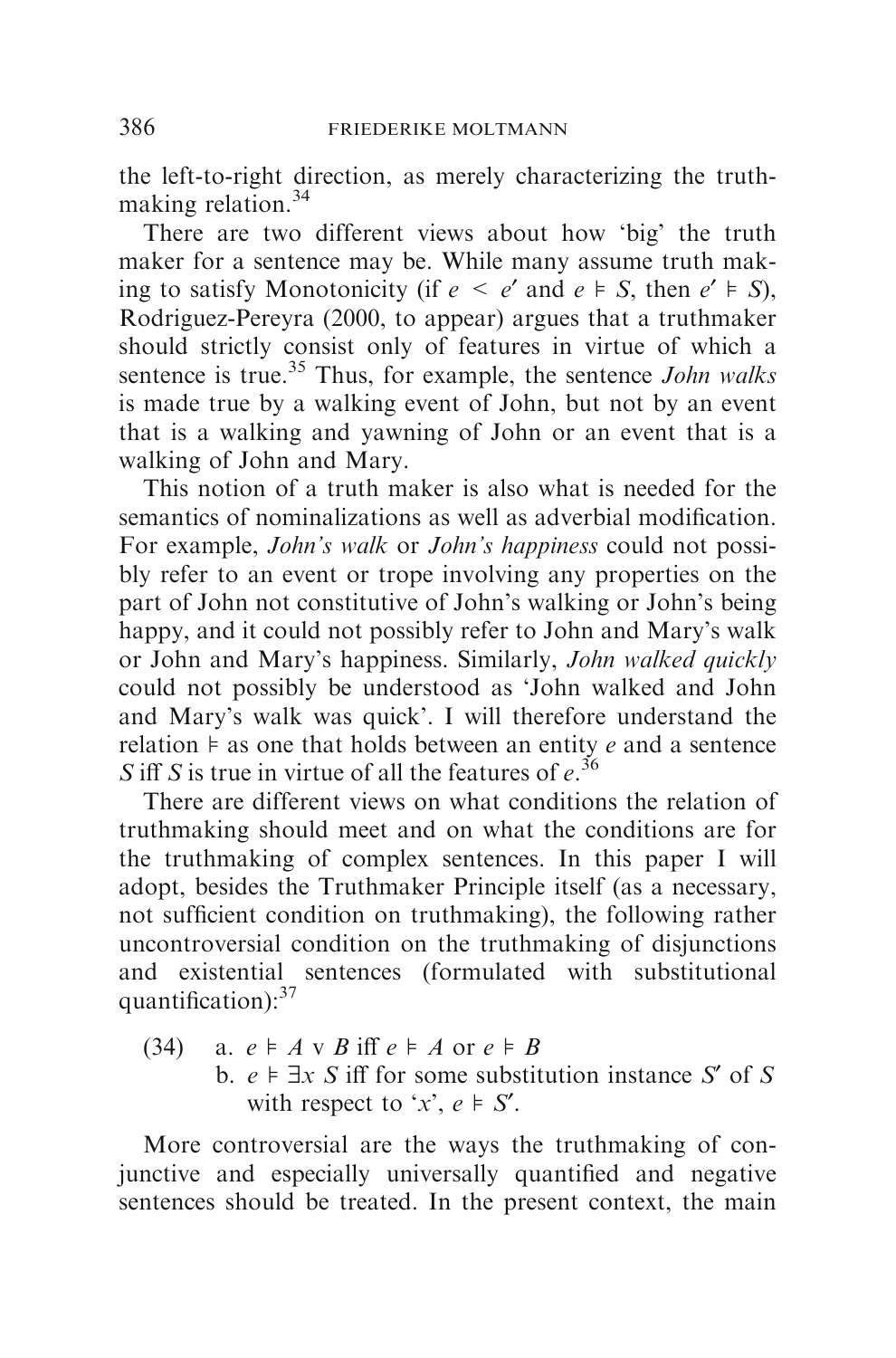the left-to-right direction, as merely characterizing the truth-making relation.[34]

There are two different views about how 'big' the truth maker for a sentence may be. While many assume truth making to satisfy Monotonicity (if $e < e'$ and $e \vDash S$, then $e' \vDash S$), Rodriguez-Pereyra (2000, to appear) argues that a truthmaker should strictly consist only of features in virtue of which a sentence is true.[35] Thus, for example, the sentence *John walks* is made true by a walking event of John, but not by an event that is a walking and yawning of John or an event that is a walking of John and Mary.

This notion of a truth maker is also what is needed for the semantics of nominalizations as well as adverbial modification. For example, *John's walk* or *John's happiness* could not possibly refer to an event or trope involving any properties on the part of John not constitutive of John's walking or John's being happy, and it could not possibly refer to John and Mary's walk or John and Mary's happiness. Similarly, *John walked quickly* could not possibly be understood as 'John walked and John and Mary's walk was quick'. I will therefore understand the relation $\vDash$ as one that holds between an entity $e$ and a sentence $S$ iff $S$ is true in virtue of all the features of $e$.[36]

There are different views on what conditions the relation of truthmaking should meet and on what the conditions are for the truthmaking of complex sentences. In this paper I will adopt, besides the Truthmaker Principle itself (as a necessary, not sufficient condition on truthmaking), the following rather uncontroversial condition on the truthmaking of disjunctions and existential sentences (formulated with substitutional quantification):[37]

(34) a. $e \vDash A \vee B$ iff $e \vDash A$ or $e \vDash B$
b. $e \vDash \exists x\, S$ iff for some substitution instance $S'$ of $S$ with respect to '$x$', $e \vDash S'$.

More controversial are the ways the truthmaking of conjunctive and especially universally quantified and negative sentences should be treated. In the present context, the main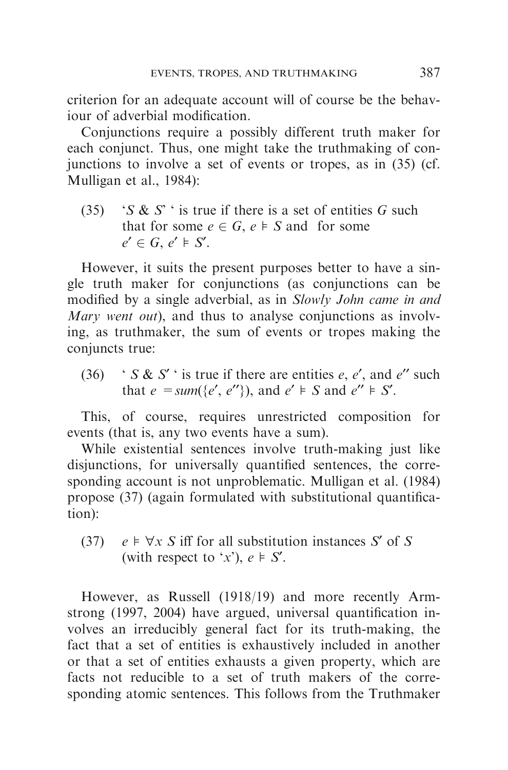criterion for an adequate account will of course be the behaviour of adverbial modification.

Conjunctions require a possibly different truth maker for each conjunct. Thus, one might take the truthmaking of conjunctions to involve a set of events or tropes, as in (35) (cf. Mulligan et al., 1984):

(35) '$S$ & $S$' ' is true if there is a set of entities $G$ such that for some $e \in G$, $e \vDash S$ and for some $e' \in G$, $e' \vDash S'$.

However, it suits the present purposes better to have a single truth maker for conjunctions (as conjunctions can be modified by a single adverbial, as in *Slowly John came in and Mary went out*), and thus to analyse conjunctions as involving, as truthmaker, the sum of events or tropes making the conjuncts true:

(36) ' $S$ & $S'$ ' is true if there are entities $e$, $e'$, and $e''$ such that $e = sum(\{e', e''\})$, and $e' \vDash S$ and $e'' \vDash S'$.

This, of course, requires unrestricted composition for events (that is, any two events have a sum).

While existential sentences involve truth-making just like disjunctions, for universally quantified sentences, the corresponding account is not unproblematic. Mulligan et al. (1984) propose (37) (again formulated with substitutional quantification):

(37) $e \vDash \forall x\, S$ iff for all substitution instances $S'$ of $S$ (with respect to '$x$'), $e \vDash S'$.

However, as Russell (1918/19) and more recently Armstrong (1997, 2004) have argued, universal quantification involves an irreducibly general fact for its truth-making, the fact that a set of entities is exhaustively included in another or that a set of entities exhausts a given property, which are facts not reducible to a set of truth makers of the corresponding atomic sentences. This follows from the Truthmaker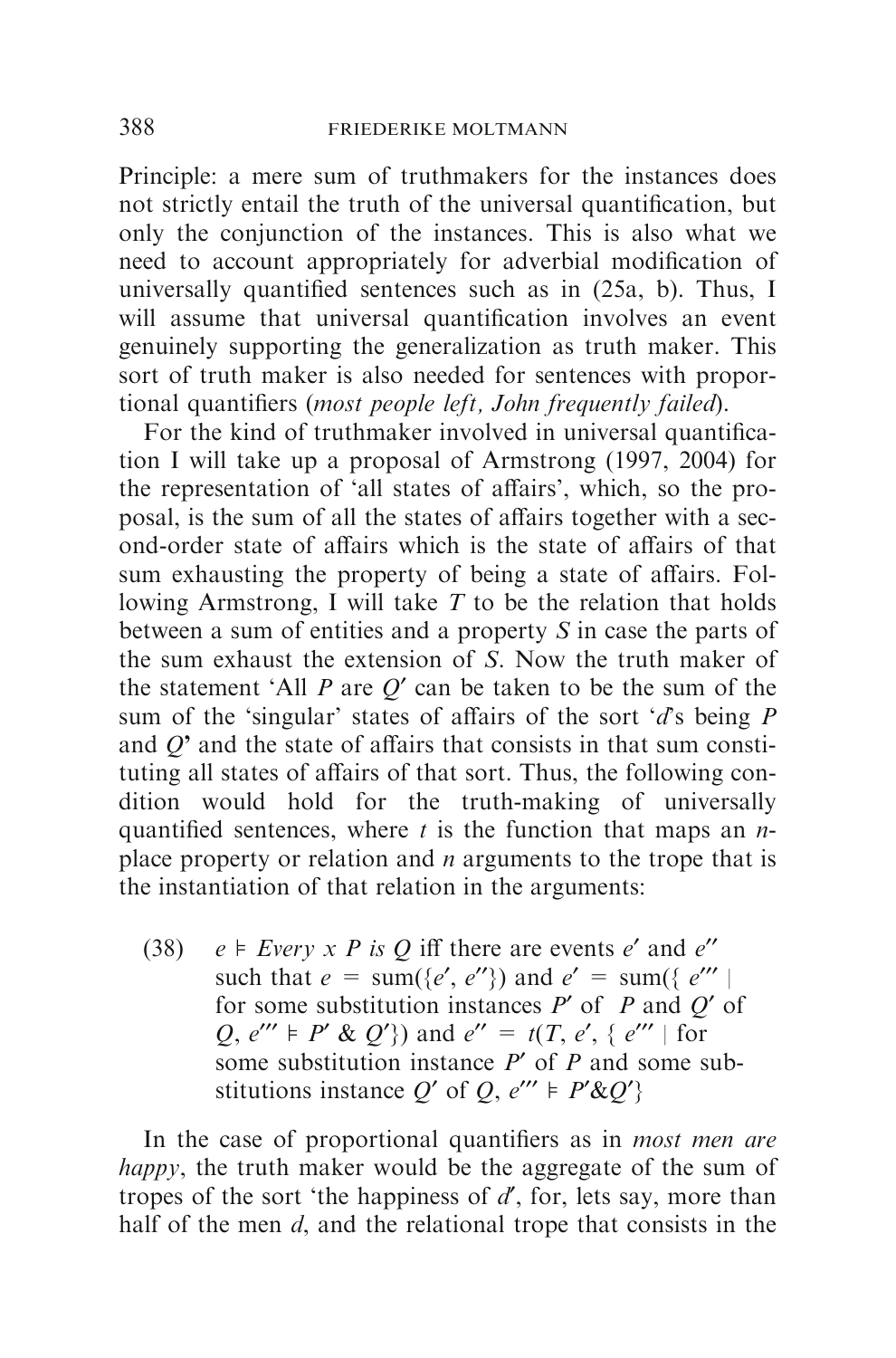Principle: a mere sum of truthmakers for the instances does not strictly entail the truth of the universal quantification, but only the conjunction of the instances. This is also what we need to account appropriately for adverbial modification of universally quantified sentences such as in (25a, b). Thus, I will assume that universal quantification involves an event genuinely supporting the generalization as truth maker. This sort of truth maker is also needed for sentences with proportional quantifiers (*most people left, John frequently failed*).

For the kind of truthmaker involved in universal quantification I will take up a proposal of Armstrong (1997, 2004) for the representation of 'all states of affairs', which, so the proposal, is the sum of all the states of affairs together with a second-order state of affairs which is the state of affairs of that sum exhausting the property of being a state of affairs. Following Armstrong, I will take $T$ to be the relation that holds between a sum of entities and a property $S$ in case the parts of the sum exhaust the extension of $S$. Now the truth maker of the statement 'All $P$ are $Q$' can be taken to be the sum of the sum of the 'singular' states of affairs of the sort '$d$'s being $P$ and $Q$' and the state of affairs that consists in that sum constituting all states of affairs of that sort. Thus, the following condition would hold for the truth-making of universally quantified sentences, where $t$ is the function that maps an $n$-place property or relation and $n$ arguments to the trope that is the instantiation of that relation in the arguments:

(38) $e \vDash$ *Every x P is Q* iff there are events $e'$ and $e''$ such that $e = \text{sum}(\{e', e''\})$ and $e' = \text{sum}(\{ e''' \mid$ for some substitution instances $P'$ of $P$ and $Q'$ of $Q$, $e''' \vDash P' \,\&\, Q'\})$ and $e'' = t(T, e', \{ e''' \mid$ for some substitution instance $P'$ of $P$ and some substitutions instance $Q'$ of $Q$, $e''' \vDash P' \& Q'\}$

In the case of proportional quantifiers as in *most men are happy*, the truth maker would be the aggregate of the sum of tropes of the sort 'the happiness of $d$', for, lets say, more than half of the men $d$, and the relational trope that consists in the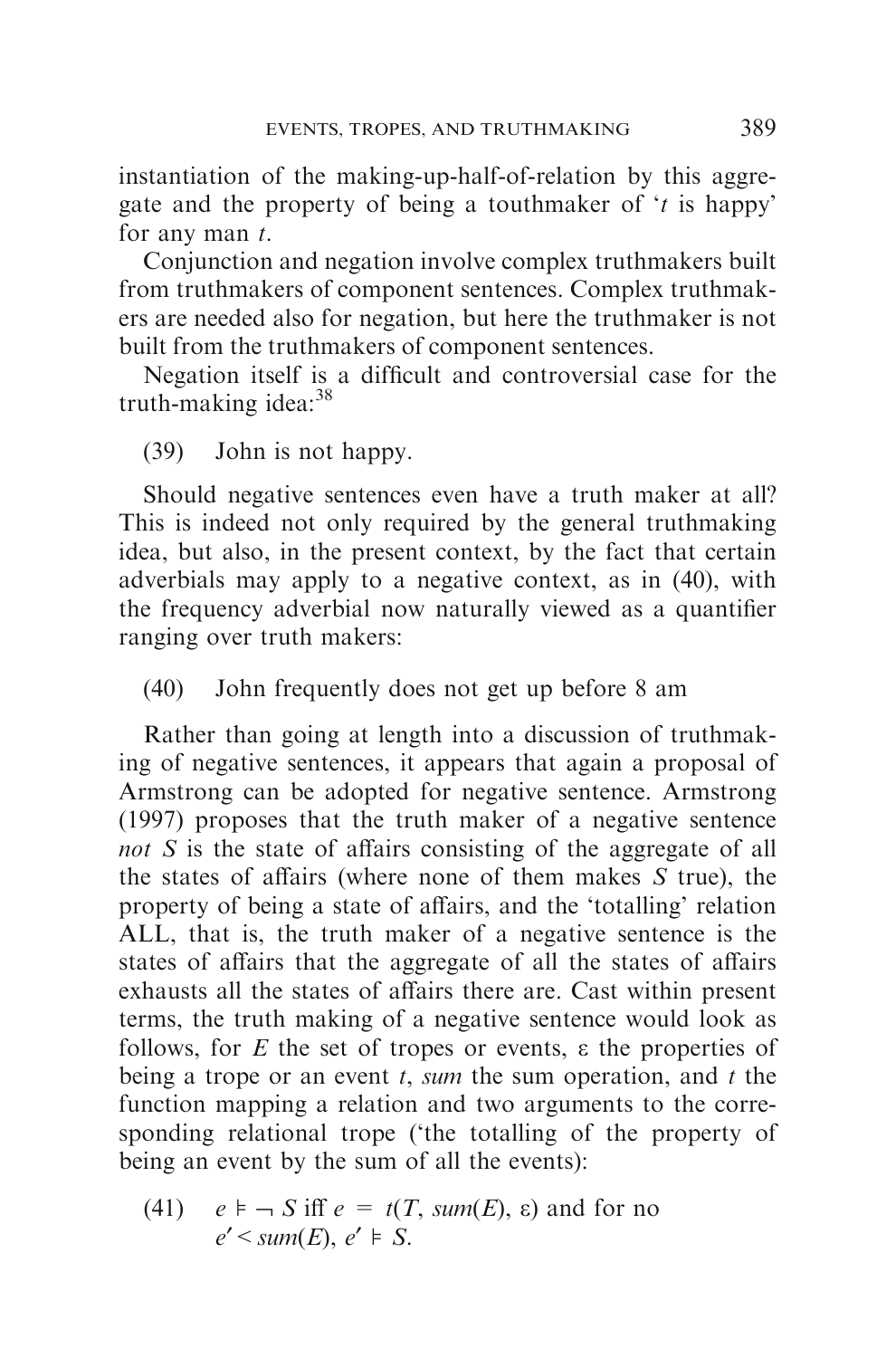instantiation of the making-up-half-of-relation by this aggregate and the property of being a touthmaker of '$t$ is happy' for any man $t$.

Conjunction and negation involve complex truthmakers built from truthmakers of component sentences. Complex truthmakers are needed also for negation, but here the truthmaker is not built from the truthmakers of component sentences.

Negation itself is a difficult and controversial case for the truth-making idea:[38]

(39) John is not happy.

Should negative sentences even have a truth maker at all? This is indeed not only required by the general truthmaking idea, but also, in the present context, by the fact that certain adverbials may apply to a negative context, as in (40), with the frequency adverbial now naturally viewed as a quantifier ranging over truth makers:

(40) John frequently does not get up before 8 am

Rather than going at length into a discussion of truthmaking of negative sentences, it appears that again a proposal of Armstrong can be adopted for negative sentence. Armstrong (1997) proposes that the truth maker of a negative sentence *not S* is the state of affairs consisting of the aggregate of all the states of affairs (where none of them makes $S$ true), the property of being a state of affairs, and the 'totalling' relation ALL, that is, the truth maker of a negative sentence is the states of affairs that the aggregate of all the states of affairs exhausts all the states of affairs there are. Cast within present terms, the truth making of a negative sentence would look as follows, for $E$ the set of tropes or events, $\varepsilon$ the properties of being a trope or an event $t$, *sum* the sum operation, and $t$ the function mapping a relation and two arguments to the corresponding relational trope ('the totalling of the property of being an event by the sum of all the events):

(41) $e \vDash \neg S$ iff $e = t(T, sum(E), \varepsilon)$ and for no $e' < sum(E)$, $e' \vDash S$.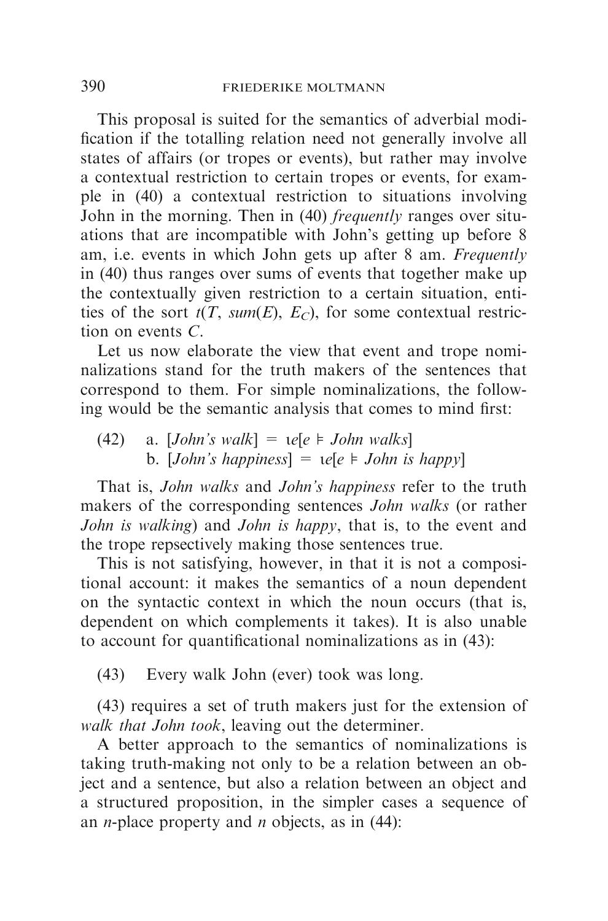This proposal is suited for the semantics of adverbial modification if the totalling relation need not generally involve all states of affairs (or tropes or events), but rather may involve a contextual restriction to certain tropes or events, for example in (40) a contextual restriction to situations involving John in the morning. Then in (40) *frequently* ranges over situations that are incompatible with John's getting up before 8 am, i.e. events in which John gets up after 8 am. *Frequently* in (40) thus ranges over sums of events that together make up the contextually given restriction to a certain situation, entities of the sort $t(T, sum(E), E_C)$, for some contextual restriction on events $C$.

Let us now elaborate the view that event and trope nominalizations stand for the truth makers of the sentences that correspond to them. For simple nominalizations, the following would be the semantic analysis that comes to mind first:

(42) a. $[$*John's walk*$] = \iota e[e \vDash$ *John walks*$]$
 b. $[$*John's happiness*$] = \iota e[e \vDash$ *John is happy*$]$

That is, *John walks* and *John's happiness* refer to the truth makers of the corresponding sentences *John walks* (or rather *John is walking*) and *John is happy*, that is, to the event and the trope repsectively making those sentences true.

This is not satisfying, however, in that it is not a compositional account: it makes the semantics of a noun dependent on the syntactic context in which the noun occurs (that is, dependent on which complements it takes). It is also unable to account for quantificational nominalizations as in (43):

(43) Every walk John (ever) took was long.

(43) requires a set of truth makers just for the extension of *walk that John took*, leaving out the determiner.

A better approach to the semantics of nominalizations is taking truth-making not only to be a relation between an object and a sentence, but also a relation between an object and a structured proposition, in the simpler cases a sequence of an $n$-place property and $n$ objects, as in (44):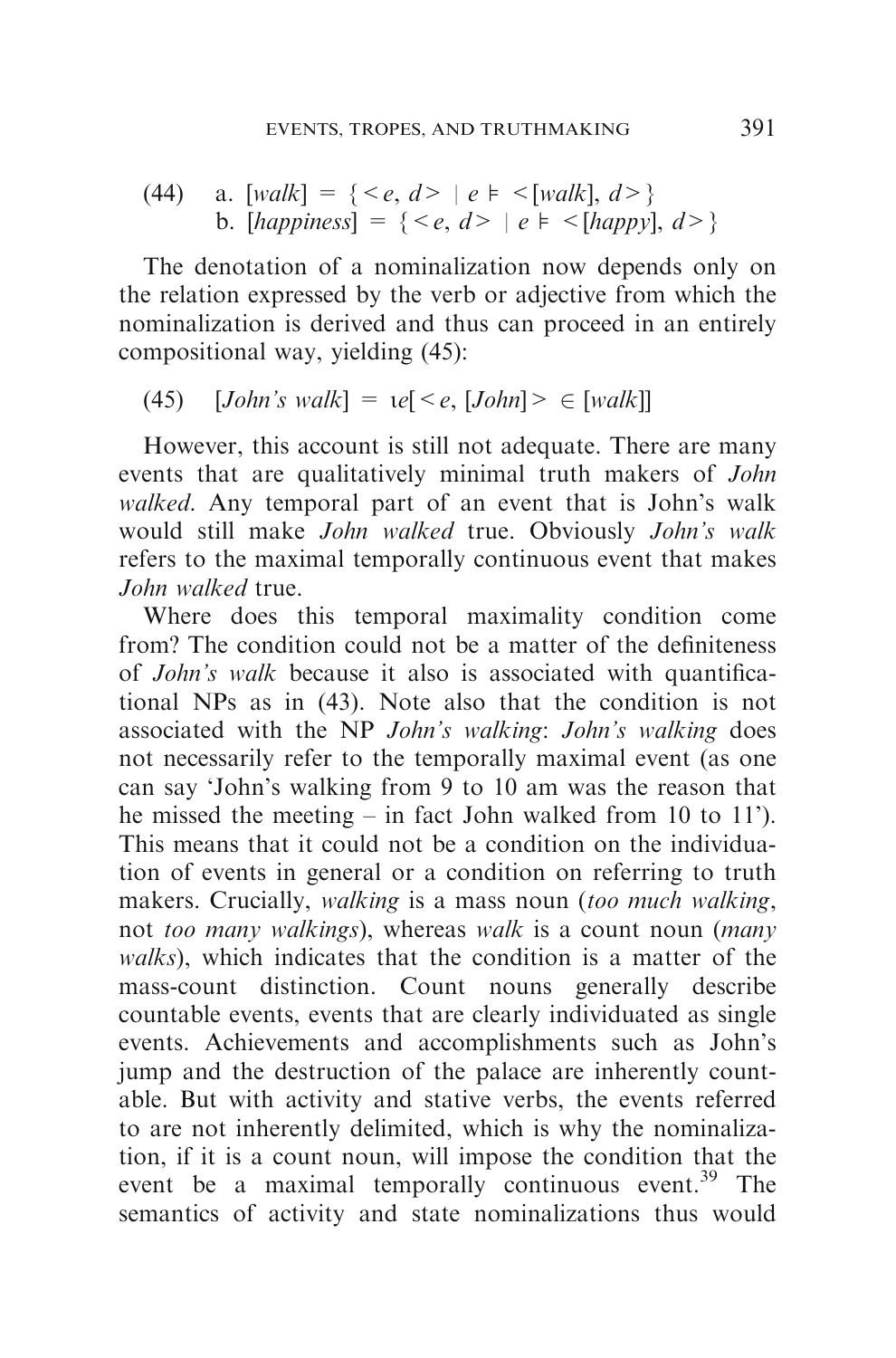(44) a. $[walk] = \{ <e, d> \mid e \vDash <[walk], d> \}$
b. $[happiness] = \{ <e, d> \mid e \vDash <[happy], d> \}$

The denotation of a nominalization now depends only on the relation expressed by the verb or adjective from which the nominalization is derived and thus can proceed in an entirely compositional way, yielding (45):

(45) $[John's\ walk] = \iota e[<e, [John]> \in [walk]]$

However, this account is still not adequate. There are many events that are qualitatively minimal truth makers of *John walked*. Any temporal part of an event that is John's walk would still make *John walked* true. Obviously *John's walk* refers to the maximal temporally continuous event that makes *John walked* true.

Where does this temporal maximality condition come from? The condition could not be a matter of the definiteness of *John's walk* because it also is associated with quantificational NPs as in (43). Note also that the condition is not associated with the NP *John's walking*: *John's walking* does not necessarily refer to the temporally maximal event (as one can say 'John's walking from 9 to 10 am was the reason that he missed the meeting – in fact John walked from 10 to 11'). This means that it could not be a condition on the individuation of events in general or a condition on referring to truth makers. Crucially, *walking* is a mass noun (*too much walking*, not *too many walkings*), whereas *walk* is a count noun (*many walks*), which indicates that the condition is a matter of the mass-count distinction. Count nouns generally describe countable events, events that are clearly individuated as single events. Achievements and accomplishments such as John's jump and the destruction of the palace are inherently countable. But with activity and stative verbs, the events referred to are not inherently delimited, which is why the nominalization, if it is a count noun, will impose the condition that the event be a maximal temporally continuous event.[39] The semantics of activity and state nominalizations thus would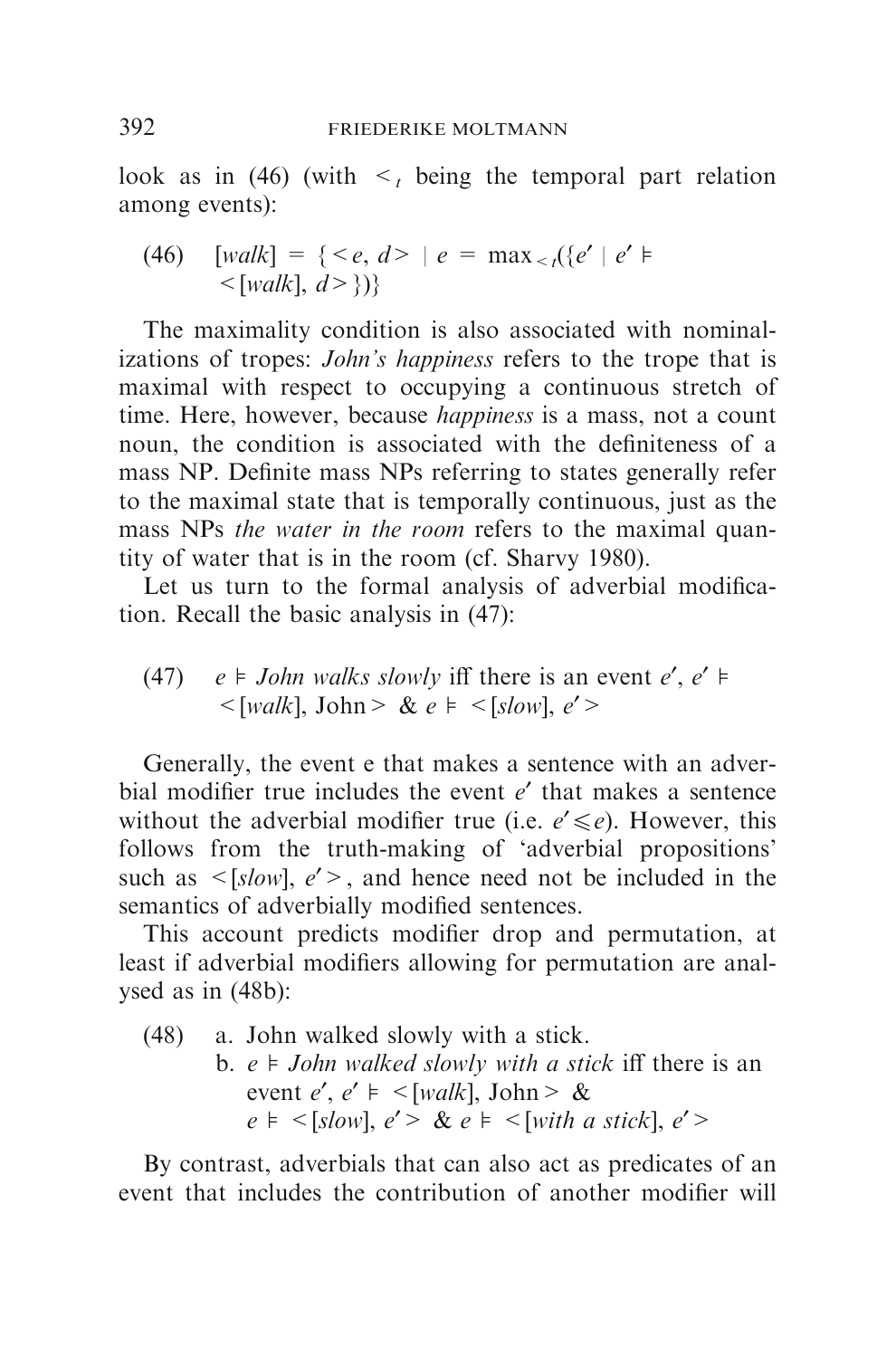look as in (46) (with $<_t$ being the temporal part relation among events):

(46) $[walk] = \{<e, d> \mid e = \max_{<_t}(\{e' \mid e' \vDash <[walk], d>\})\}$

The maximality condition is also associated with nominalizations of tropes: *John's happiness* refers to the trope that is maximal with respect to occupying a continuous stretch of time. Here, however, because *happiness* is a mass, not a count noun, the condition is associated with the definiteness of a mass NP. Definite mass NPs referring to states generally refer to the maximal state that is temporally continuous, just as the mass NPs *the water in the room* refers to the maximal quantity of water that is in the room (cf. Sharvy 1980).

Let us turn to the formal analysis of adverbial modification. Recall the basic analysis in (47):

(47) $e \vDash$ *John walks slowly* iff there is an event $e'$, $e' \vDash <[walk], \text{John}>$ & $e \vDash <[slow], e'>$

Generally, the event e that makes a sentence with an adverbial modifier true includes the event $e'$ that makes a sentence without the adverbial modifier true (i.e. $e' \leqslant e$). However, this follows from the truth-making of 'adverbial propositions' such as $<[slow], e'>$, and hence need not be included in the semantics of adverbially modified sentences.

This account predicts modifier drop and permutation, at least if adverbial modifiers allowing for permutation are analysed as in (48b):

(48) a. John walked slowly with a stick.
b. $e \vDash$ *John walked slowly with a stick* iff there is an event $e'$, $e' \vDash <[walk], \text{John}>$ & $e \vDash <[slow], e'>$ & $e \vDash <[with\ a\ stick], e'>$

By contrast, adverbials that can also act as predicates of an event that includes the contribution of another modifier will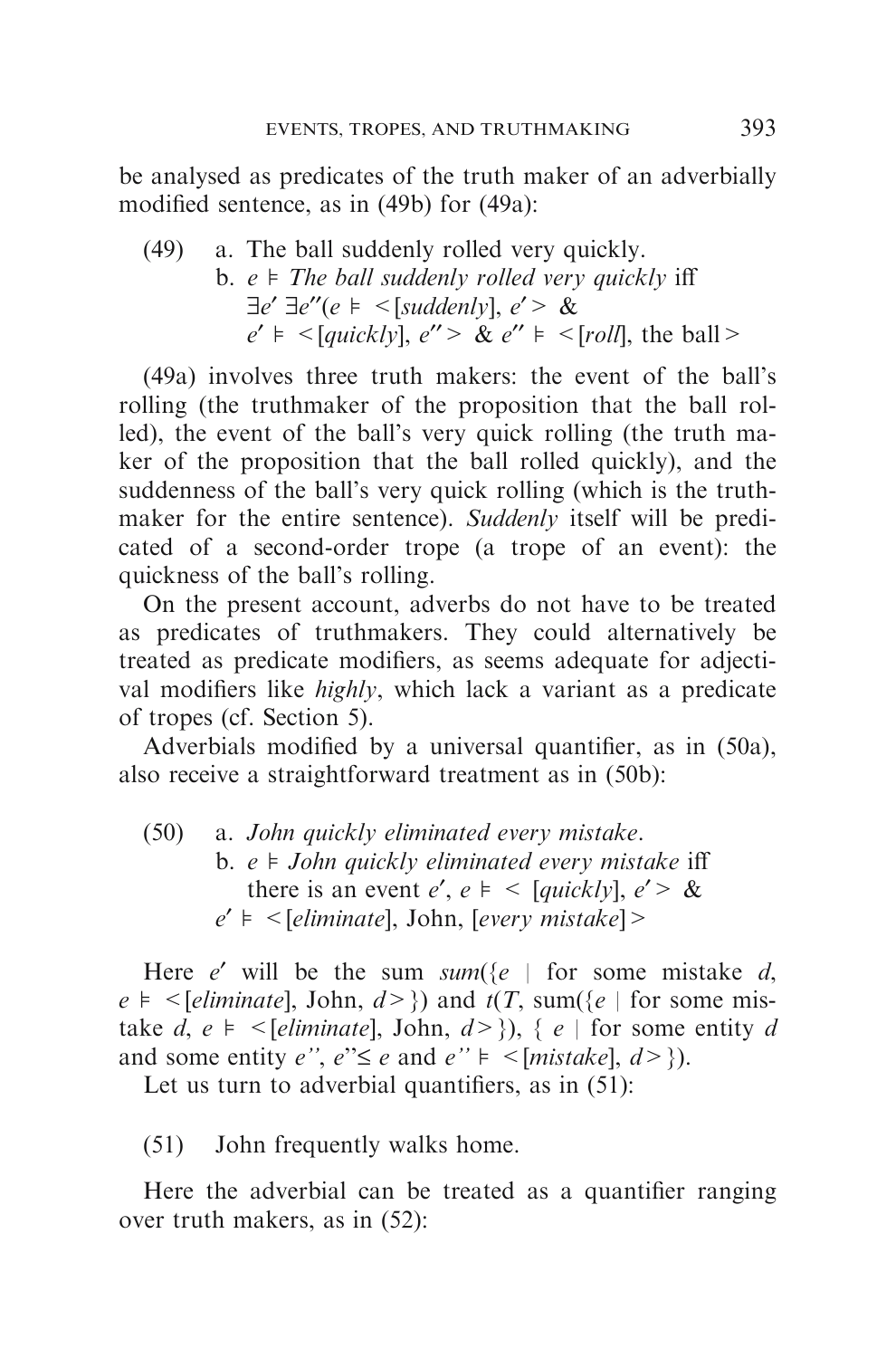be analysed as predicates of the truth maker of an adverbially modified sentence, as in (49b) for (49a):

(49) a. The ball suddenly rolled very quickly.
b. $e \vDash$ *The ball suddenly rolled very quickly* iff
$\exists e' \, \exists e''(e \vDash \, <[suddenly], e'> \, \&$
$e' \vDash \, <[quickly], e''> \, \& \, e'' \vDash \, <[roll], \text{the ball}>$

(49a) involves three truth makers: the event of the ball's rolling (the truthmaker of the proposition that the ball rolled), the event of the ball's very quick rolling (the truth maker of the proposition that the ball rolled quickly), and the suddenness of the ball's very quick rolling (which is the truthmaker for the entire sentence). *Suddenly* itself will be predicated of a second-order trope (a trope of an event): the quickness of the ball's rolling.

On the present account, adverbs do not have to be treated as predicates of truthmakers. They could alternatively be treated as predicate modifiers, as seems adequate for adjectival modifiers like *highly*, which lack a variant as a predicate of tropes (cf. Section 5).

Adverbials modified by a universal quantifier, as in (50a), also receive a straightforward treatment as in (50b):

(50) a. *John quickly eliminated every mistake*.
b. $e \vDash$ *John quickly eliminated every mistake* iff
there is an event $e'$, $e \vDash \, < [quickly], e'> \, \&$
$e' \vDash \, <[eliminate], \text{John}, [every\ mistake]>$

Here $e'$ will be the sum $sum(\{e \mid$ for some mistake $d$, $e \vDash \, <[eliminate], \text{John}, d>\})$ and $t(T, \text{sum}(\{e \mid$ for some mistake $d$, $e \vDash \, <[eliminate], \text{John}, d>\}), \{ e \mid$ for some entity $d$ and some entity $e''$, $e'' \leq e$ and $e'' \vDash \, <[mistake], d>\})$.

Let us turn to adverbial quantifiers, as in (51):

(51) John frequently walks home.

Here the adverbial can be treated as a quantifier ranging over truth makers, as in (52):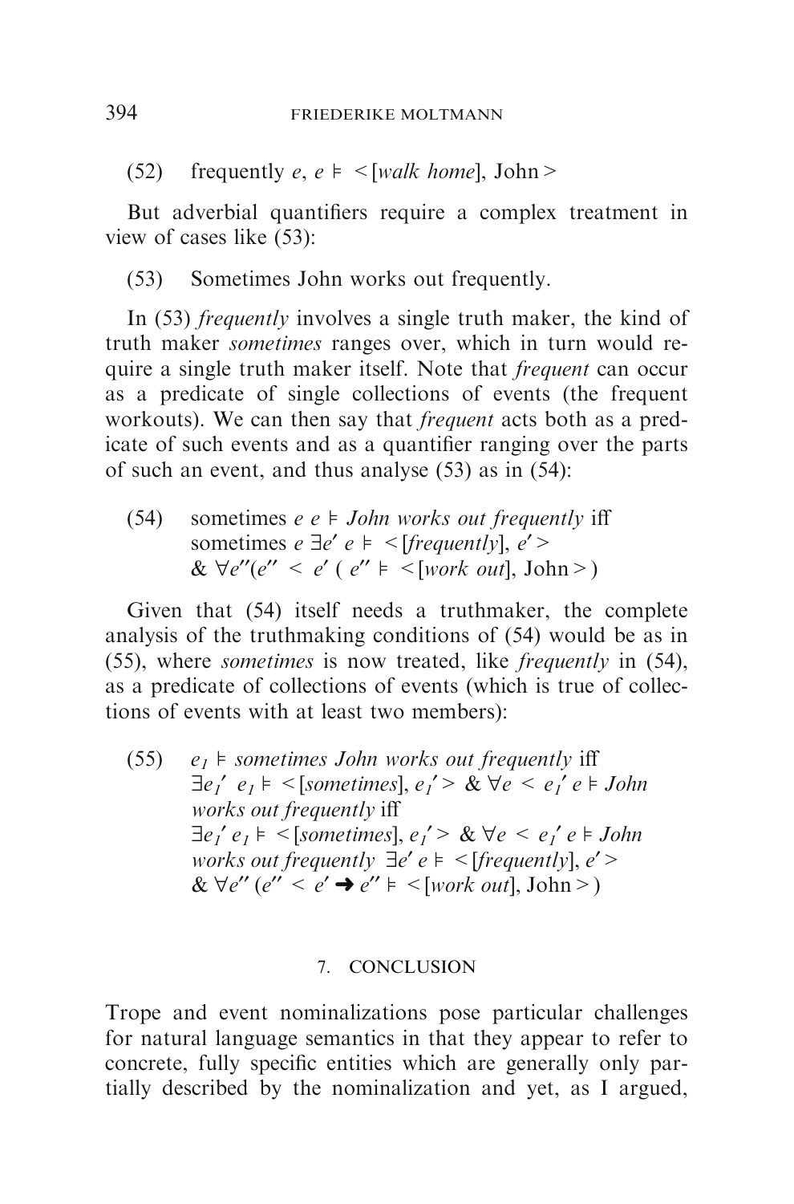(52) frequently $e$, $e \vDash$ <[*walk home*], John>

But adverbial quantifiers require a complex treatment in view of cases like (53):

(53) Sometimes John works out frequently.

In (53) *frequently* involves a single truth maker, the kind of truth maker *sometimes* ranges over, which in turn would require a single truth maker itself. Note that *frequent* can occur as a predicate of single collections of events (the frequent workouts). We can then say that *frequent* acts both as a predicate of such events and as a quantifier ranging over the parts of such an event, and thus analyse (53) as in (54):

(54) sometimes $e$ $e \vDash$ *John works out frequently* iff
sometimes $e$ $\exists e'$ $e \vDash$ <[*frequently*], $e'$>
& $\forall e''(e'' < e'$ ( $e'' \vDash$ <[*work out*], John>)

Given that (54) itself needs a truthmaker, the complete analysis of the truthmaking conditions of (54) would be as in (55), where *sometimes* is now treated, like *frequently* in (54), as a predicate of collections of events (which is true of collections of events with at least two members):

(55) $e_1 \vDash$ *sometimes John works out frequently* iff
$\exists e_1'$ $e_1 \vDash$ <[*sometimes*], $e_1'$> & $\forall e < e_1'$ $e \vDash$ *John works out frequently* iff
$\exists e_1'$ $e_1 \vDash$ <[*sometimes*], $e_1'$> & $\forall e < e_1'$ $e \vDash$ *John works out frequently* $\exists e'$ $e \vDash$ <[*frequently*], $e'$>
& $\forall e''$ ($e'' < e' \rightarrow e'' \vDash$ <[*work out*], John>)

## 7. CONCLUSION

Trope and event nominalizations pose particular challenges for natural language semantics in that they appear to refer to concrete, fully specific entities which are generally only partially described by the nominalization and yet, as I argued,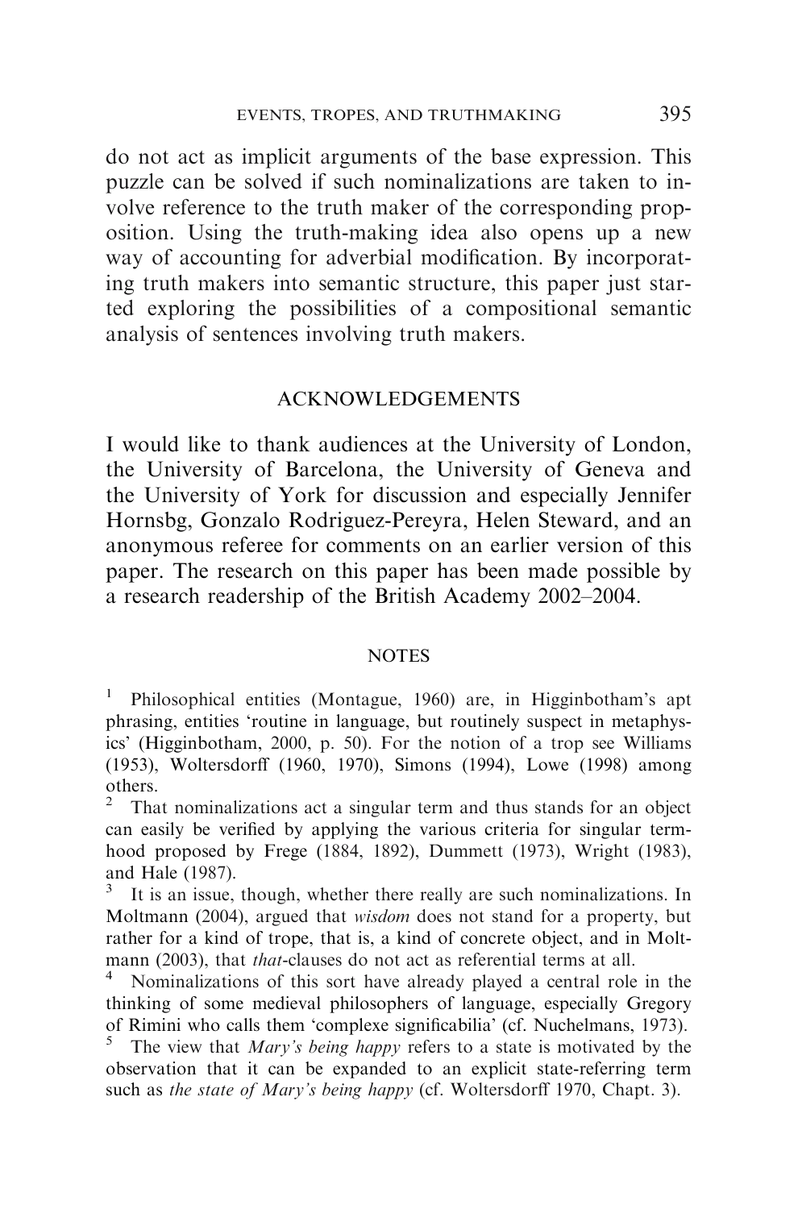do not act as implicit arguments of the base expression. This puzzle can be solved if such nominalizations are taken to involve reference to the truth maker of the corresponding proposition. Using the truth-making idea also opens up a new way of accounting for adverbial modification. By incorporating truth makers into semantic structure, this paper just started exploring the possibilities of a compositional semantic analysis of sentences involving truth makers.

## ACKNOWLEDGEMENTS

I would like to thank audiences at the University of London, the University of Barcelona, the University of Geneva and the University of York for discussion and especially Jennifer Hornsbg, Gonzalo Rodriguez-Pereyra, Helen Steward, and an anonymous referee for comments on an earlier version of this paper. The research on this paper has been made possible by a research readership of the British Academy 2002–2004.

## NOTES

[1] Philosophical entities (Montague, 1960) are, in Higginbotham's apt phrasing, entities 'routine in language, but routinely suspect in metaphysics' (Higginbotham, 2000, p. 50). For the notion of a trop see Williams (1953), Woltersdorff (1960, 1970), Simons (1994), Lowe (1998) among others.

[2] That nominalizations act a singular term and thus stands for an object can easily be verified by applying the various criteria for singular termhood proposed by Frege (1884, 1892), Dummett (1973), Wright (1983), and Hale (1987).

[3] It is an issue, though, whether there really are such nominalizations. In Moltmann (2004), argued that *wisdom* does not stand for a property, but rather for a kind of trope, that is, a kind of concrete object, and in Moltmann (2003), that *that*-clauses do not act as referential terms at all.

[4] Nominalizations of this sort have already played a central role in the thinking of some medieval philosophers of language, especially Gregory of Rimini who calls them 'complexe significabilia' (cf. Nuchelmans, 1973).

[5] The view that *Mary's being happy* refers to a state is motivated by the observation that it can be expanded to an explicit state-referring term such as *the state of Mary's being happy* (cf. Woltersdorff 1970, Chapt. 3).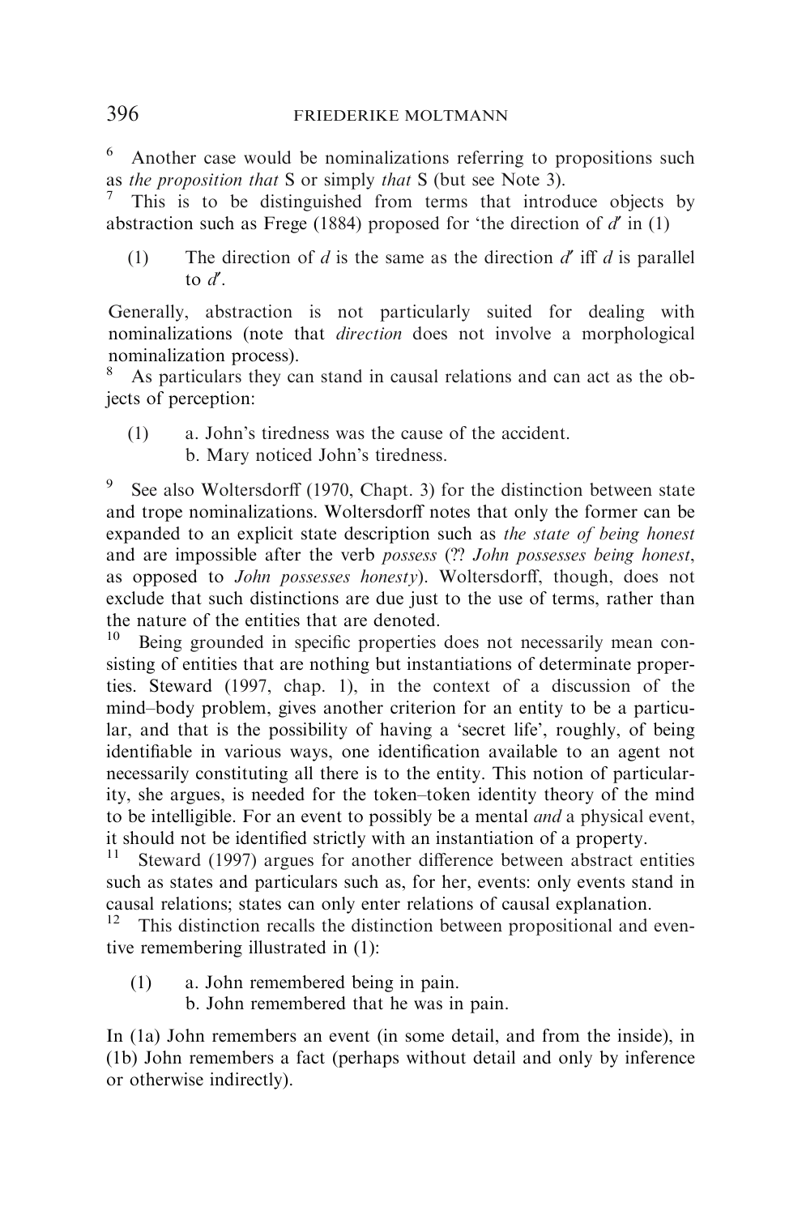6 Another case would be nominalizations referring to propositions such as *the proposition that* S or simply *that* S (but see Note 3).

7 This is to be distinguished from terms that introduce objects by abstraction such as Frege (1884) proposed for 'the direction of $d'$ in (1)

(1) The direction of $d$ is the same as the direction $d'$ iff $d$ is parallel to $d'$.

Generally, abstraction is not particularly suited for dealing with nominalizations (note that *direction* does not involve a morphological nominalization process).

8 As particulars they can stand in causal relations and can act as the objects of perception:

(1) a. John's tiredness was the cause of the accident.
 b. Mary noticed John's tiredness.

9 See also Woltersdorff (1970, Chapt. 3) for the distinction between state and trope nominalizations. Woltersdorff notes that only the former can be expanded to an explicit state description such as *the state of being honest* and are impossible after the verb *possess* (?? *John possesses being honest*, as opposed to *John possesses honesty*). Woltersdorff, though, does not exclude that such distinctions are due just to the use of terms, rather than the nature of the entities that are denoted.

10 Being grounded in specific properties does not necessarily mean consisting of entities that are nothing but instantiations of determinate properties. Steward (1997, chap. 1), in the context of a discussion of the mind–body problem, gives another criterion for an entity to be a particular, and that is the possibility of having a 'secret life', roughly, of being identifiable in various ways, one identification available to an agent not necessarily constituting all there is to the entity. This notion of particularity, she argues, is needed for the token–token identity theory of the mind to be intelligible. For an event to possibly be a mental *and* a physical event, it should not be identified strictly with an instantiation of a property.

11 Steward (1997) argues for another difference between abstract entities such as states and particulars such as, for her, events: only events stand in causal relations; states can only enter relations of causal explanation.

12 This distinction recalls the distinction between propositional and eventive remembering illustrated in (1):

(1) a. John remembered being in pain.
 b. John remembered that he was in pain.

In (1a) John remembers an event (in some detail, and from the inside), in (1b) John remembers a fact (perhaps without detail and only by inference or otherwise indirectly).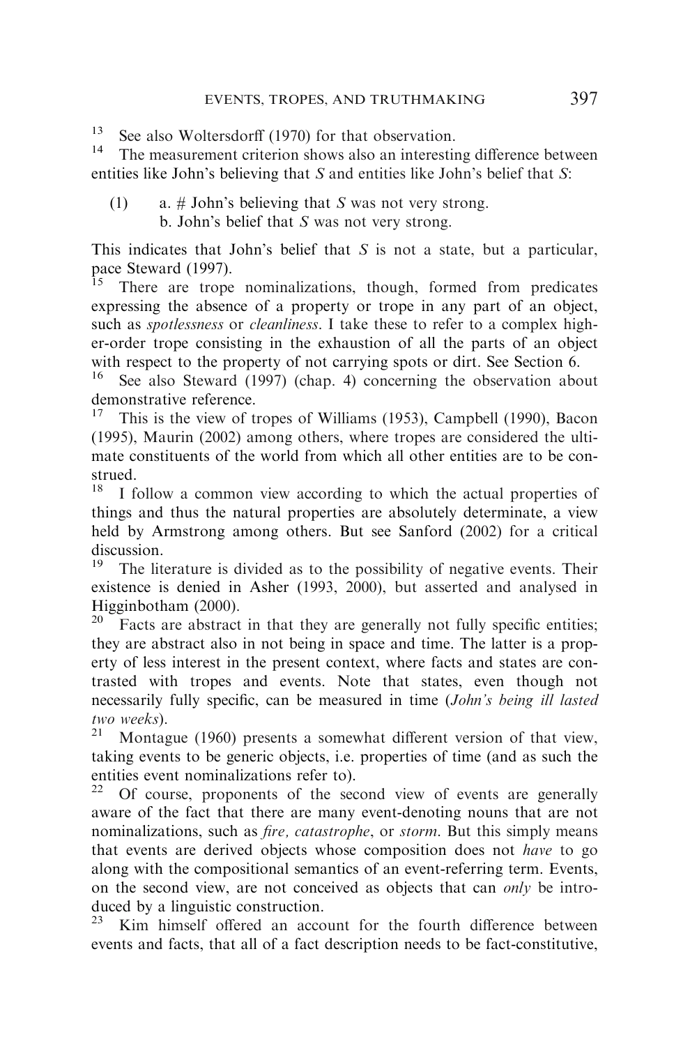[13] See also Woltersdorff (1970) for that observation.

[14] The measurement criterion shows also an interesting difference between entities like John's believing that *S* and entities like John's belief that *S*:

(1) a. # John's believing that *S* was not very strong.
    b. John's belief that *S* was not very strong.

This indicates that John's belief that *S* is not a state, but a particular, pace Steward (1997).

[15] There are trope nominalizations, though, formed from predicates expressing the absence of a property or trope in any part of an object, such as *spotlessness* or *cleanliness*. I take these to refer to a complex higher-order trope consisting in the exhaustion of all the parts of an object with respect to the property of not carrying spots or dirt. See Section 6.

[16] See also Steward (1997) (chap. 4) concerning the observation about demonstrative reference.

[17] This is the view of tropes of Williams (1953), Campbell (1990), Bacon (1995), Maurin (2002) among others, where tropes are considered the ultimate constituents of the world from which all other entities are to be construed.

[18] I follow a common view according to which the actual properties of things and thus the natural properties are absolutely determinate, a view held by Armstrong among others. But see Sanford (2002) for a critical discussion.

[19] The literature is divided as to the possibility of negative events. Their existence is denied in Asher (1993, 2000), but asserted and analysed in Higginbotham (2000).

[20] Facts are abstract in that they are generally not fully specific entities; they are abstract also in not being in space and time. The latter is a property of less interest in the present context, where facts and states are contrasted with tropes and events. Note that states, even though not necessarily fully specific, can be measured in time (*John's being ill lasted two weeks*).

[21] Montague (1960) presents a somewhat different version of that view, taking events to be generic objects, i.e. properties of time (and as such the entities event nominalizations refer to).

[22] Of course, proponents of the second view of events are generally aware of the fact that there are many event-denoting nouns that are not nominalizations, such as *fire, catastrophe*, or *storm*. But this simply means that events are derived objects whose composition does not *have* to go along with the compositional semantics of an event-referring term. Events, on the second view, are not conceived as objects that can *only* be introduced by a linguistic construction.

[23] Kim himself offered an account for the fourth difference between events and facts, that all of a fact description needs to be fact-constitutive,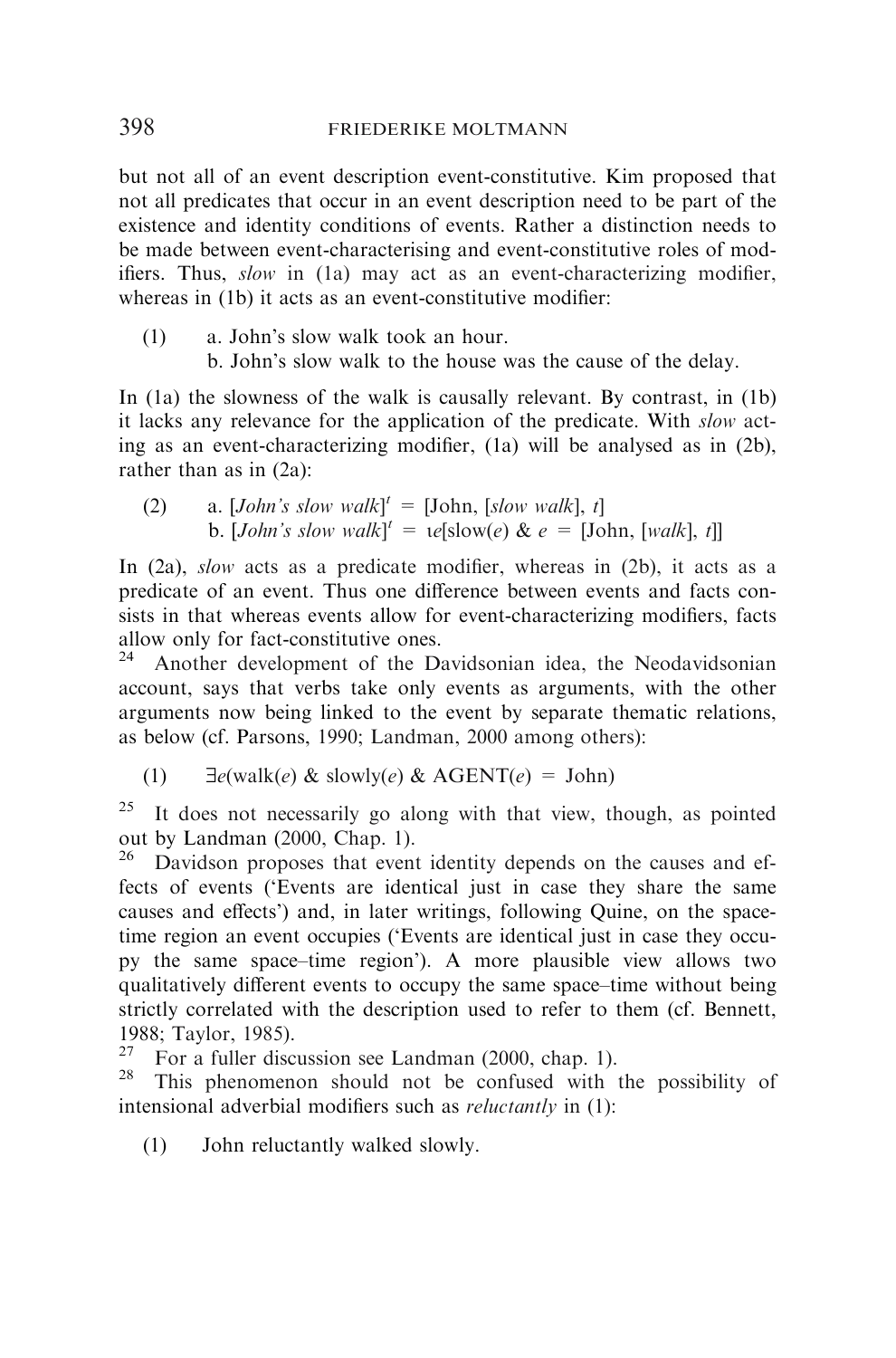but not all of an event description event-constitutive. Kim proposed that not all predicates that occur in an event description need to be part of the existence and identity conditions of events. Rather a distinction needs to be made between event-characterising and event-constitutive roles of modifiers. Thus, *slow* in (1a) may act as an event-characterizing modifier, whereas in (1b) it acts as an event-constitutive modifier:

(1) a. John's slow walk took an hour.
  b. John's slow walk to the house was the cause of the delay.

In (1a) the slowness of the walk is causally relevant. By contrast, in (1b) it lacks any relevance for the application of the predicate. With *slow* acting as an event-characterizing modifier, (1a) will be analysed as in (2b), rather than as in (2a):

(2) a. $[\textit{John's slow walk}]^t = [\text{John}, [\textit{slow walk}], t]$
  b. $[\textit{John's slow walk}]^t = \iota e[\text{slow}(e) \;\&\; e = [\text{John}, [\textit{walk}], t]]$

In (2a), *slow* acts as a predicate modifier, whereas in (2b), it acts as a predicate of an event. Thus one difference between events and facts consists in that whereas events allow for event-characterizing modifiers, facts allow only for fact-constitutive ones.

[24] Another development of the Davidsonian idea, the Neodavidsonian account, says that verbs take only events as arguments, with the other arguments now being linked to the event by separate thematic relations, as below (cf. Parsons, 1990; Landman, 2000 among others):

(1) $\exists e(\text{walk}(e) \;\&\; \text{slowly}(e) \;\&\; \text{AGENT}(e) = \text{John})$

[25] It does not necessarily go along with that view, though, as pointed out by Landman (2000, Chap. 1).

[26] Davidson proposes that event identity depends on the causes and effects of events ('Events are identical just in case they share the same causes and effects') and, in later writings, following Quine, on the space-time region an event occupies ('Events are identical just in case they occupy the same space–time region'). A more plausible view allows two qualitatively different events to occupy the same space–time without being strictly correlated with the description used to refer to them (cf. Bennett, 1988; Taylor, 1985).

[27] For a fuller discussion see Landman (2000, chap. 1).

[28] This phenomenon should not be confused with the possibility of intensional adverbial modifiers such as *reluctantly* in (1):

(1) John reluctantly walked slowly.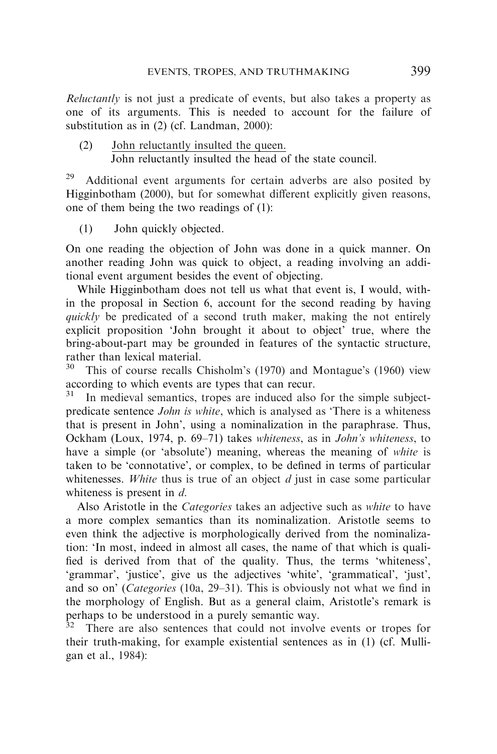*Reluctantly* is not just a predicate of events, but also takes a property as one of its arguments. This is needed to account for the failure of substitution as in (2) (cf. Landman, 2000):

(2) <u>John reluctantly insulted the queen.</u>
John reluctantly insulted the head of the state council.

[29] Additional event arguments for certain adverbs are also posited by Higginbotham (2000), but for somewhat different explicitly given reasons, one of them being the two readings of (1):

(1) John quickly objected.

On one reading the objection of John was done in a quick manner. On another reading John was quick to object, a reading involving an additional event argument besides the event of objecting.

While Higginbotham does not tell us what that event is, I would, within the proposal in Section 6, account for the second reading by having *quickly* be predicated of a second truth maker, making the not entirely explicit proposition 'John brought it about to object' true, where the bring-about-part may be grounded in features of the syntactic structure, rather than lexical material.

[30] This of course recalls Chisholm's (1970) and Montague's (1960) view according to which events are types that can recur.

[31] In medieval semantics, tropes are induced also for the simple subject-predicate sentence *John is white*, which is analysed as 'There is a whiteness that is present in John', using a nominalization in the paraphrase. Thus, Ockham (Loux, 1974, p. 69–71) takes *whiteness*, as in *John's whiteness*, to have a simple (or 'absolute') meaning, whereas the meaning of *white* is taken to be 'connotative', or complex, to be defined in terms of particular whitenesses. *White* thus is true of an object *d* just in case some particular whiteness is present in *d*.

Also Aristotle in the *Categories* takes an adjective such as *white* to have a more complex semantics than its nominalization. Aristotle seems to even think the adjective is morphologically derived from the nominalization: 'In most, indeed in almost all cases, the name of that which is qualified is derived from that of the quality. Thus, the terms 'whiteness', 'grammar', 'justice', give us the adjectives 'white', 'grammatical', 'just', and so on' (*Categories* (10a, 29–31). This is obviously not what we find in the morphology of English. But as a general claim, Aristotle's remark is perhaps to be understood in a purely semantic way.

[32] There are also sentences that could not involve events or tropes for their truth-making, for example existential sentences as in (1) (cf. Mulligan et al., 1984):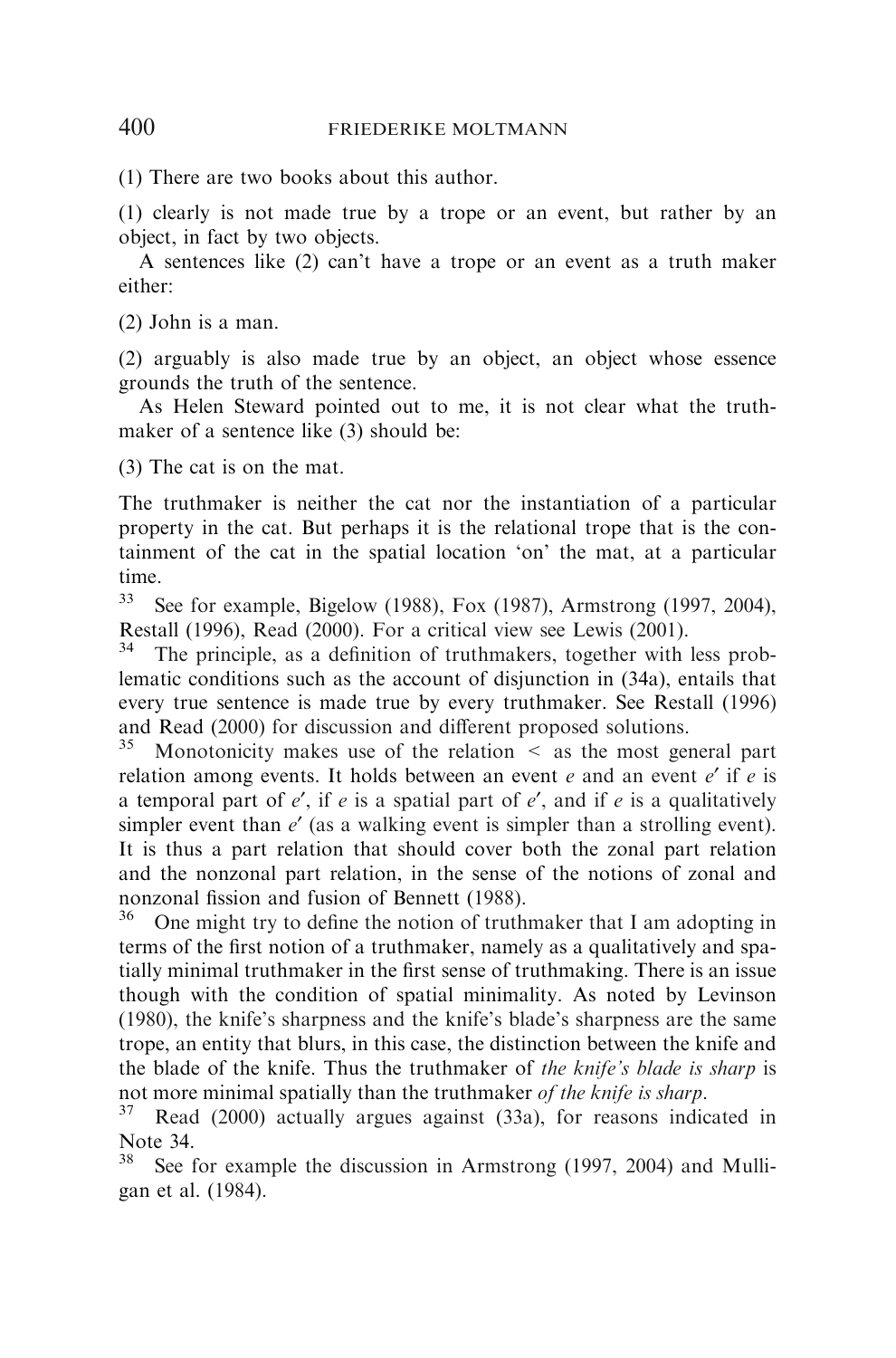(1) There are two books about this author.

(1) clearly is not made true by a trope or an event, but rather by an object, in fact by two objects.

A sentences like (2) can't have a trope or an event as a truth maker either:

(2) John is a man.

(2) arguably is also made true by an object, an object whose essence grounds the truth of the sentence.

As Helen Steward pointed out to me, it is not clear what the truthmaker of a sentence like (3) should be:

(3) The cat is on the mat.

The truthmaker is neither the cat nor the instantiation of a particular property in the cat. But perhaps it is the relational trope that is the containment of the cat in the spatial location 'on' the mat, at a particular time.

[33] See for example, Bigelow (1988), Fox (1987), Armstrong (1997, 2004), Restall (1996), Read (2000). For a critical view see Lewis (2001).

[34] The principle, as a definition of truthmakers, together with less problematic conditions such as the account of disjunction in (34a), entails that every true sentence is made true by every truthmaker. See Restall (1996) and Read (2000) for discussion and different proposed solutions.

[35] Monotonicity makes use of the relation $<$ as the most general part relation among events. It holds between an event $e$ and an event $e'$ if $e$ is a temporal part of $e'$, if $e$ is a spatial part of $e'$, and if $e$ is a qualitatively simpler event than $e'$ (as a walking event is simpler than a strolling event). It is thus a part relation that should cover both the zonal part relation and the nonzonal part relation, in the sense of the notions of zonal and nonzonal fission and fusion of Bennett (1988).

[36] One might try to define the notion of truthmaker that I am adopting in terms of the first notion of a truthmaker, namely as a qualitatively and spatially minimal truthmaker in the first sense of truthmaking. There is an issue though with the condition of spatial minimality. As noted by Levinson (1980), the knife's sharpness and the knife's blade's sharpness are the same trope, an entity that blurs, in this case, the distinction between the knife and the blade of the knife. Thus the truthmaker of *the knife's blade is sharp* is not more minimal spatially than the truthmaker *of the knife is sharp*.

[37] Read (2000) actually argues against (33a), for reasons indicated in Note 34.

[38] See for example the discussion in Armstrong (1997, 2004) and Mulligan et al. (1984).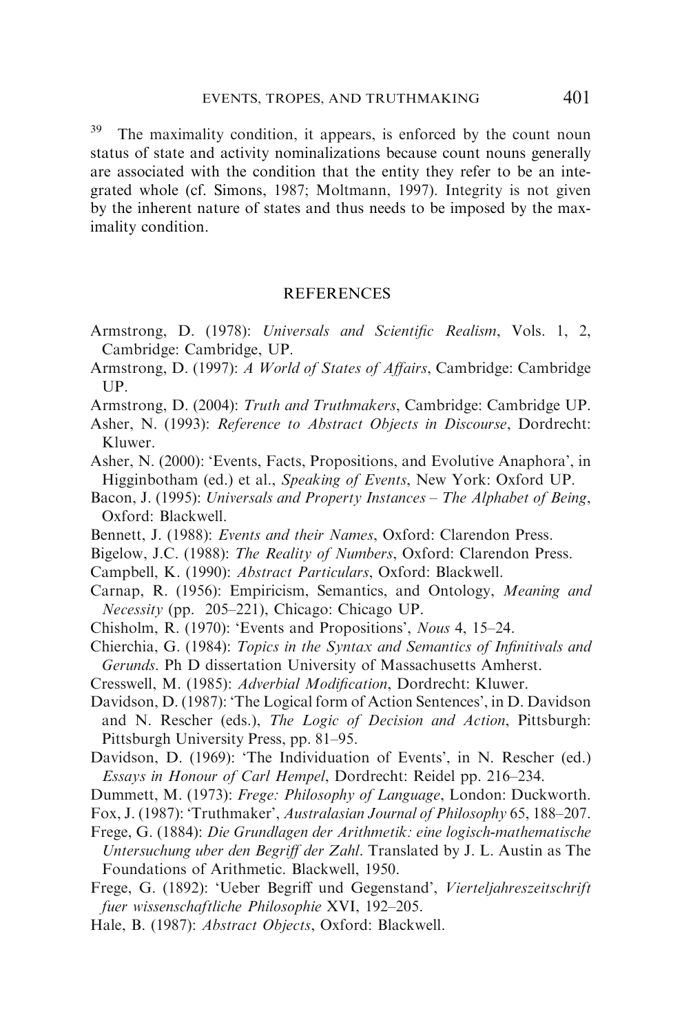[39] The maximality condition, it appears, is enforced by the count noun status of state and activity nominalizations because count nouns generally are associated with the condition that the entity they refer to be an integrated whole (cf. Simons, 1987; Moltmann, 1997). Integrity is not given by the inherent nature of states and thus needs to be imposed by the maximality condition.

## REFERENCES

Armstrong, D. (1978): *Universals and Scientific Realism*, Vols. 1, 2, Cambridge: Cambridge, UP.

Armstrong, D. (1997): *A World of States of Affairs*, Cambridge: Cambridge UP.

Armstrong, D. (2004): *Truth and Truthmakers*, Cambridge: Cambridge UP.

Asher, N. (1993): *Reference to Abstract Objects in Discourse*, Dordrecht: Kluwer.

Asher, N. (2000): 'Events, Facts, Propositions, and Evolutive Anaphora', in Higginbotham (ed.) et al., *Speaking of Events*, New York: Oxford UP.

Bacon, J. (1995): *Universals and Property Instances – The Alphabet of Being*, Oxford: Blackwell.

Bennett, J. (1988): *Events and their Names*, Oxford: Clarendon Press.

Bigelow, J.C. (1988): *The Reality of Numbers*, Oxford: Clarendon Press.

Campbell, K. (1990): *Abstract Particulars*, Oxford: Blackwell.

Carnap, R. (1956): Empiricism, Semantics, and Ontology, *Meaning and Necessity* (pp. 205–221), Chicago: Chicago UP.

Chisholm, R. (1970): 'Events and Propositions', *Nous* 4, 15–24.

Chierchia, G. (1984): *Topics in the Syntax and Semantics of Infinitivals and Gerunds*. Ph D dissertation University of Massachusetts Amherst.

Cresswell, M. (1985): *Adverbial Modification*, Dordrecht: Kluwer.

Davidson, D. (1987): 'The Logical form of Action Sentences', in D. Davidson and N. Rescher (eds.), *The Logic of Decision and Action*, Pittsburgh: Pittsburgh University Press, pp. 81–95.

Davidson, D. (1969): 'The Individuation of Events', in N. Rescher (ed.) *Essays in Honour of Carl Hempel*, Dordrecht: Reidel pp. 216–234.

Dummett, M. (1973): *Frege: Philosophy of Language*, London: Duckworth.

Fox, J. (1987): 'Truthmaker', *Australasian Journal of Philosophy* 65, 188–207.

Frege, G. (1884): *Die Grundlagen der Arithmetik: eine logisch-mathematische Untersuchung uber den Begriff der Zahl*. Translated by J. L. Austin as The Foundations of Arithmetic. Blackwell, 1950.

Frege, G. (1892): 'Ueber Begriff und Gegenstand', *Vierteljahreszeitschrift fuer wissenschaftliche Philosophie* XVI, 192–205.

Hale, B. (1987): *Abstract Objects*, Oxford: Blackwell.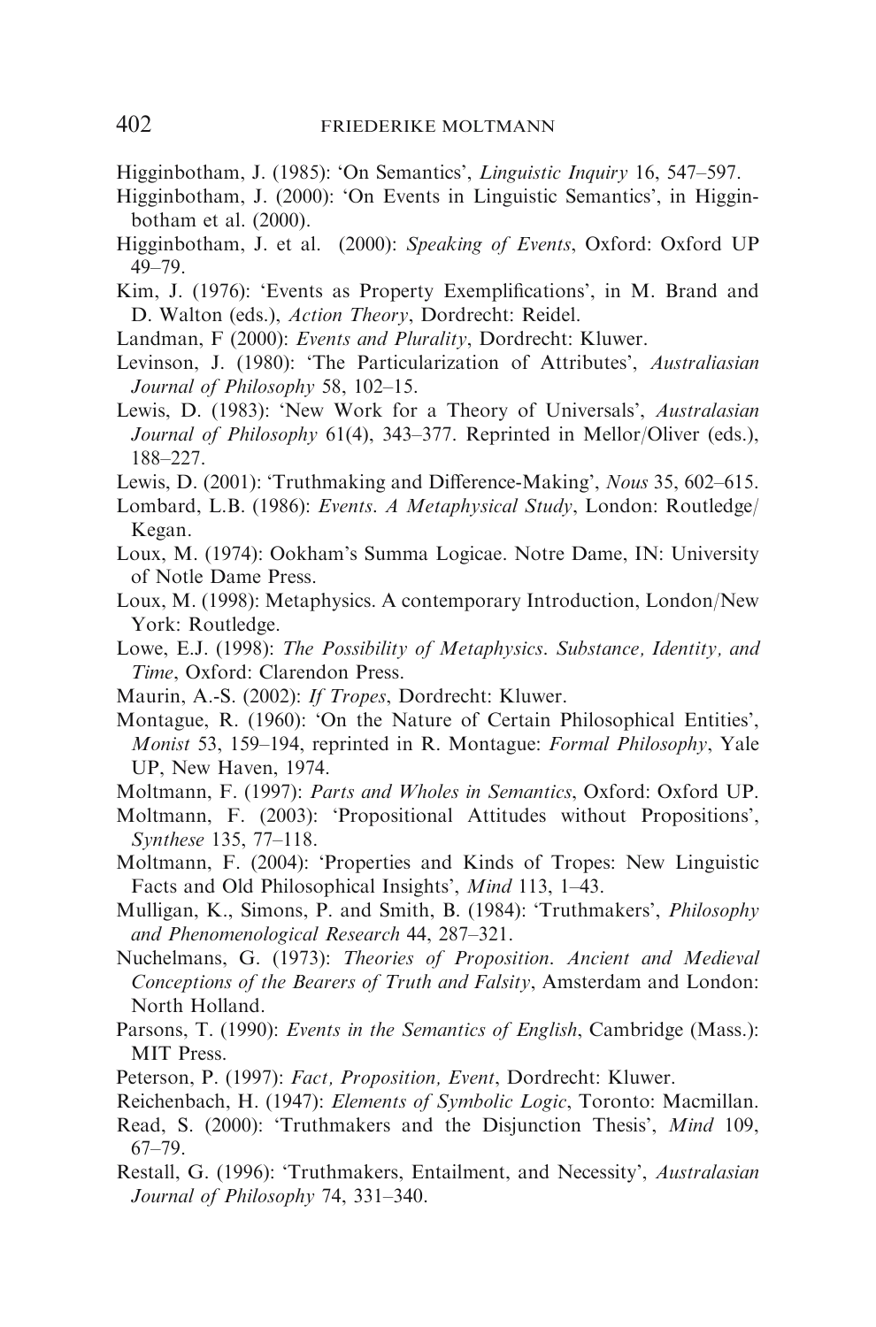Higginbotham, J. (1985): 'On Semantics', *Linguistic Inquiry* 16, 547–597.

Higginbotham, J. (2000): 'On Events in Linguistic Semantics', in Higginbotham et al. (2000).

Higginbotham, J. et al. (2000): *Speaking of Events*, Oxford: Oxford UP 49–79.

Kim, J. (1976): 'Events as Property Exemplifications', in M. Brand and D. Walton (eds.), *Action Theory*, Dordrecht: Reidel.

Landman, F (2000): *Events and Plurality*, Dordrecht: Kluwer.

Levinson, J. (1980): 'The Particularization of Attributes', *Australiasian Journal of Philosophy* 58, 102–15.

Lewis, D. (1983): 'New Work for a Theory of Universals', *Australasian Journal of Philosophy* 61(4), 343–377. Reprinted in Mellor/Oliver (eds.), 188–227.

Lewis, D. (2001): 'Truthmaking and Difference-Making', *Nous* 35, 602–615.

Lombard, L.B. (1986): *Events. A Metaphysical Study*, London: Routledge/Kegan.

Loux, M. (1974): Ookham's Summa Logicae. Notre Dame, IN: University of Notle Dame Press.

Loux, M. (1998): Metaphysics. A contemporary Introduction, London/New York: Routledge.

Lowe, E.J. (1998): *The Possibility of Metaphysics. Substance, Identity, and Time*, Oxford: Clarendon Press.

Maurin, A.-S. (2002): *If Tropes*, Dordrecht: Kluwer.

Montague, R. (1960): 'On the Nature of Certain Philosophical Entities', *Monist* 53, 159–194, reprinted in R. Montague: *Formal Philosophy*, Yale UP, New Haven, 1974.

Moltmann, F. (1997): *Parts and Wholes in Semantics*, Oxford: Oxford UP.

Moltmann, F. (2003): 'Propositional Attitudes without Propositions', *Synthese* 135, 77–118.

Moltmann, F. (2004): 'Properties and Kinds of Tropes: New Linguistic Facts and Old Philosophical Insights', *Mind* 113, 1–43.

Mulligan, K., Simons, P. and Smith, B. (1984): 'Truthmakers', *Philosophy and Phenomenological Research* 44, 287–321.

Nuchelmans, G. (1973): *Theories of Proposition. Ancient and Medieval Conceptions of the Bearers of Truth and Falsity*, Amsterdam and London: North Holland.

Parsons, T. (1990): *Events in the Semantics of English*, Cambridge (Mass.): MIT Press.

Peterson, P. (1997): *Fact, Proposition, Event*, Dordrecht: Kluwer.

Reichenbach, H. (1947): *Elements of Symbolic Logic*, Toronto: Macmillan.

Read, S. (2000): 'Truthmakers and the Disjunction Thesis', *Mind* 109, 67–79.

Restall, G. (1996): 'Truthmakers, Entailment, and Necessity', *Australasian Journal of Philosophy* 74, 331–340.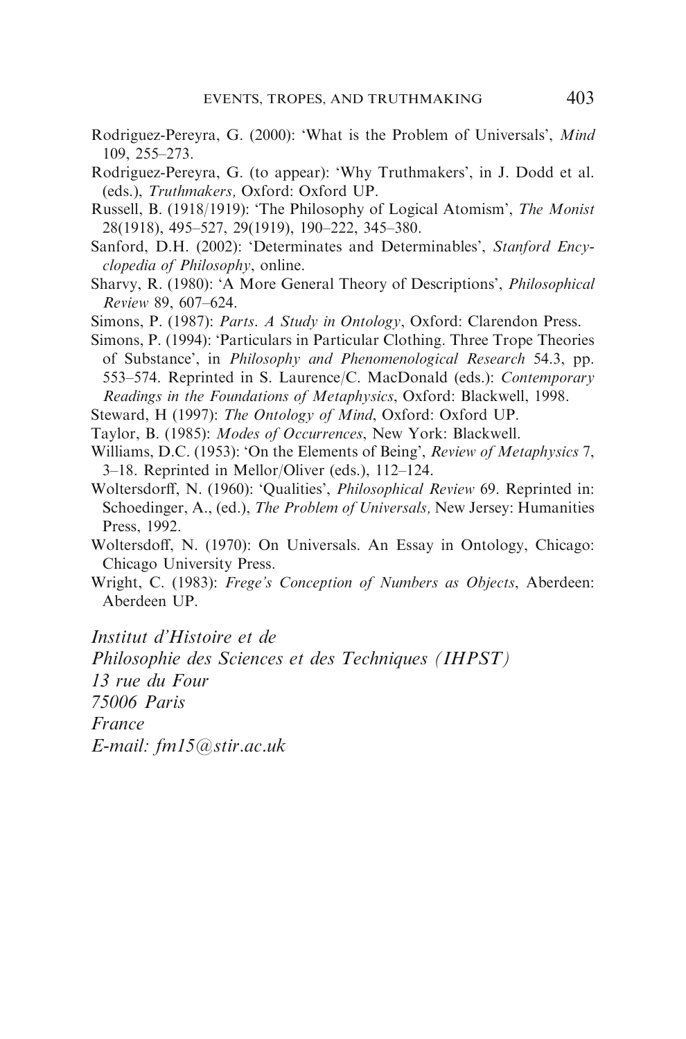Rodriguez-Pereyra, G. (2000): 'What is the Problem of Universals', *Mind* 109, 255–273.

Rodriguez-Pereyra, G. (to appear): 'Why Truthmakers', in J. Dodd et al. (eds.), *Truthmakers,* Oxford: Oxford UP.

Russell, B. (1918/1919): 'The Philosophy of Logical Atomism', *The Monist* 28(1918), 495–527, 29(1919), 190–222, 345–380.

Sanford, D.H. (2002): 'Determinates and Determinables', *Stanford Encyclopedia of Philosophy*, online.

Sharvy, R. (1980): 'A More General Theory of Descriptions', *Philosophical Review* 89, 607–624.

Simons, P. (1987): *Parts. A Study in Ontology*, Oxford: Clarendon Press.

Simons, P. (1994): 'Particulars in Particular Clothing. Three Trope Theories of Substance', in *Philosophy and Phenomenological Research* 54.3, pp. 553–574. Reprinted in S. Laurence/C. MacDonald (eds.): *Contemporary Readings in the Foundations of Metaphysics*, Oxford: Blackwell, 1998.

Steward, H (1997): *The Ontology of Mind*, Oxford: Oxford UP.

Taylor, B. (1985): *Modes of Occurrences*, New York: Blackwell.

Williams, D.C. (1953): 'On the Elements of Being', *Review of Metaphysics* 7, 3–18. Reprinted in Mellor/Oliver (eds.), 112–124.

Woltersdorff, N. (1960): 'Qualities', *Philosophical Review* 69. Reprinted in: Schoedinger, A., (ed.), *The Problem of Universals,* New Jersey: Humanities Press, 1992.

Woltersdoff, N. (1970): On Universals. An Essay in Ontology, Chicago: Chicago University Press.

Wright, C. (1983): *Frege's Conception of Numbers as Objects*, Aberdeen: Aberdeen UP.

*Institut d'Histoire et de*
*Philosophie des Sciences et des Techniques (IHPST)*
*13 rue du Four*
*75006 Paris*
*France*
*E-mail: fm15@stir.ac.uk*